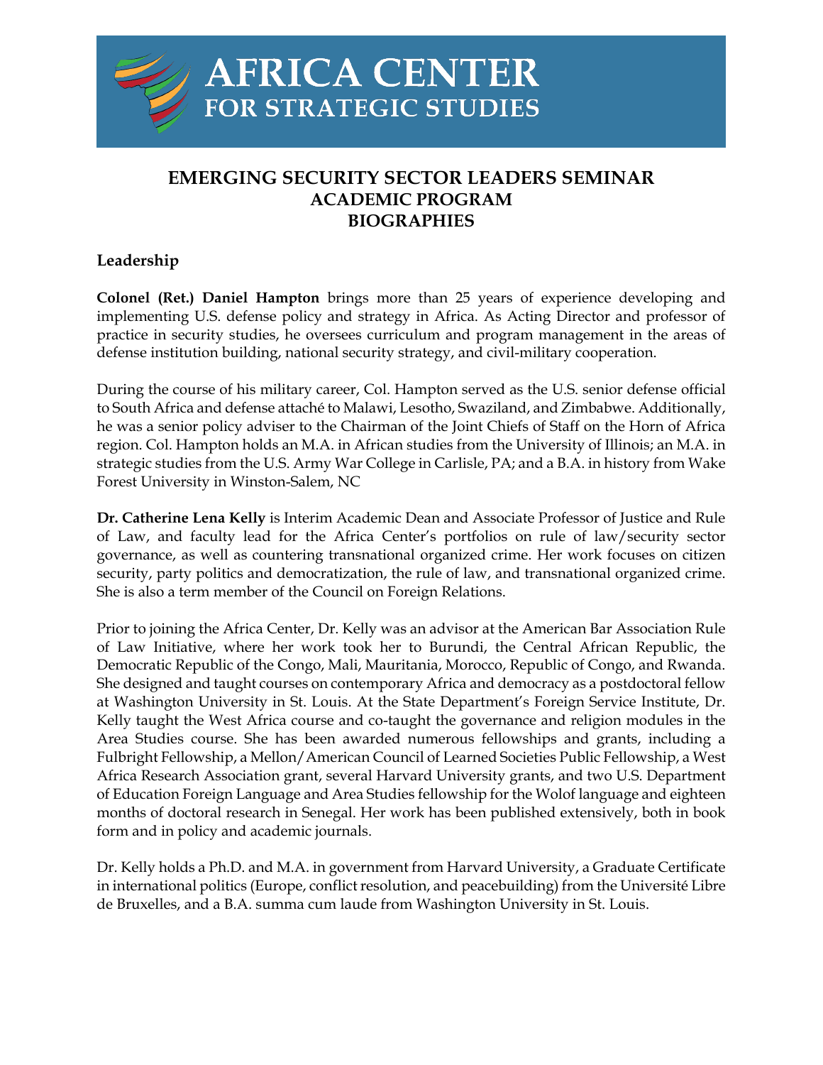# AFRICA CENTER FOR STRATEGIC STUDIES

## EMERGING SECURITY SECTOR LEADERS SEMINAR
## ACADEMIC PROGRAM
## BIOGRAPHIES

### Leadership

**Colonel (Ret.) Daniel Hampton** brings more than 25 years of experience developing and implementing U.S. defense policy and strategy in Africa. As Acting Director and professor of practice in security studies, he oversees curriculum and program management in the areas of defense institution building, national security strategy, and civil-military cooperation.

During the course of his military career, Col. Hampton served as the U.S. senior defense official to South Africa and defense attaché to Malawi, Lesotho, Swaziland, and Zimbabwe. Additionally, he was a senior policy adviser to the Chairman of the Joint Chiefs of Staff on the Horn of Africa region. Col. Hampton holds an M.A. in African studies from the University of Illinois; an M.A. in strategic studies from the U.S. Army War College in Carlisle, PA; and a B.A. in history from Wake Forest University in Winston-Salem, NC

**Dr. Catherine Lena Kelly** is Interim Academic Dean and Associate Professor of Justice and Rule of Law, and faculty lead for the Africa Center's portfolios on rule of law/security sector governance, as well as countering transnational organized crime. Her work focuses on citizen security, party politics and democratization, the rule of law, and transnational organized crime. She is also a term member of the Council on Foreign Relations.

Prior to joining the Africa Center, Dr. Kelly was an advisor at the American Bar Association Rule of Law Initiative, where her work took her to Burundi, the Central African Republic, the Democratic Republic of the Congo, Mali, Mauritania, Morocco, Republic of Congo, and Rwanda. She designed and taught courses on contemporary Africa and democracy as a postdoctoral fellow at Washington University in St. Louis. At the State Department's Foreign Service Institute, Dr. Kelly taught the West Africa course and co-taught the governance and religion modules in the Area Studies course. She has been awarded numerous fellowships and grants, including a Fulbright Fellowship, a Mellon/American Council of Learned Societies Public Fellowship, a West Africa Research Association grant, several Harvard University grants, and two U.S. Department of Education Foreign Language and Area Studies fellowship for the Wolof language and eighteen months of doctoral research in Senegal. Her work has been published extensively, both in book form and in policy and academic journals.

Dr. Kelly holds a Ph.D. and M.A. in government from Harvard University, a Graduate Certificate in international politics (Europe, conflict resolution, and peacebuilding) from the Université Libre de Bruxelles, and a B.A. summa cum laude from Washington University in St. Louis.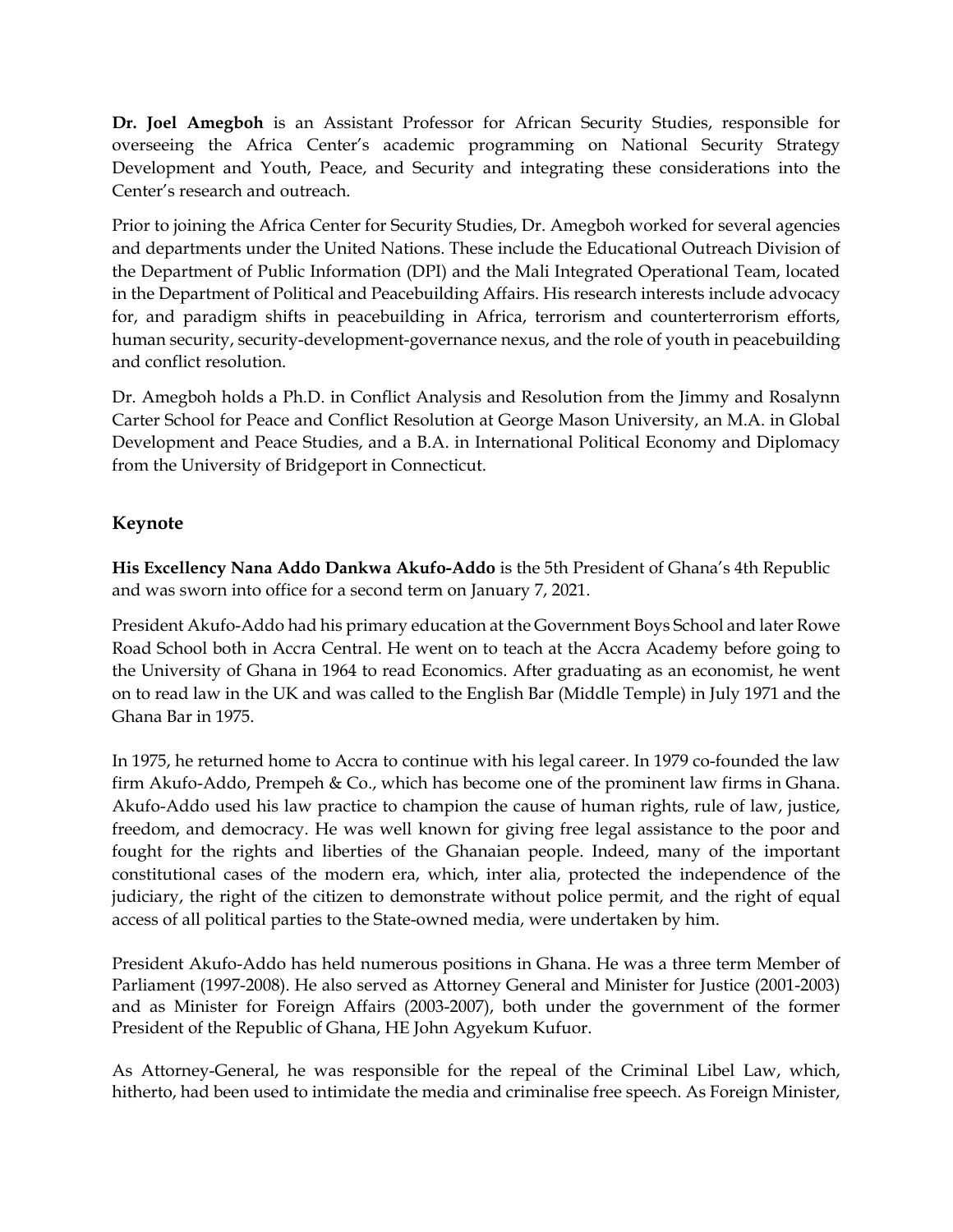**Dr. Joel Amegboh** is an Assistant Professor for African Security Studies, responsible for overseeing the Africa Center's academic programming on National Security Strategy Development and Youth, Peace, and Security and integrating these considerations into the Center's research and outreach.

Prior to joining the Africa Center for Security Studies, Dr. Amegboh worked for several agencies and departments under the United Nations. These include the Educational Outreach Division of the Department of Public Information (DPI) and the Mali Integrated Operational Team, located in the Department of Political and Peacebuilding Affairs. His research interests include advocacy for, and paradigm shifts in peacebuilding in Africa, terrorism and counterterrorism efforts, human security, security-development-governance nexus, and the role of youth in peacebuilding and conflict resolution.

Dr. Amegboh holds a Ph.D. in Conflict Analysis and Resolution from the Jimmy and Rosalynn Carter School for Peace and Conflict Resolution at George Mason University, an M.A. in Global Development and Peace Studies, and a B.A. in International Political Economy and Diplomacy from the University of Bridgeport in Connecticut.

## Keynote

**His Excellency Nana Addo Dankwa Akufo-Addo** is the 5th President of Ghana's 4th Republic and was sworn into office for a second term on January 7, 2021.

President Akufo-Addo had his primary education at the Government Boys School and later Rowe Road School both in Accra Central. He went on to teach at the Accra Academy before going to the University of Ghana in 1964 to read Economics. After graduating as an economist, he went on to read law in the UK and was called to the English Bar (Middle Temple) in July 1971 and the Ghana Bar in 1975.

In 1975, he returned home to Accra to continue with his legal career. In 1979 co-founded the law firm Akufo-Addo, Prempeh & Co., which has become one of the prominent law firms in Ghana. Akufo-Addo used his law practice to champion the cause of human rights, rule of law, justice, freedom, and democracy. He was well known for giving free legal assistance to the poor and fought for the rights and liberties of the Ghanaian people. Indeed, many of the important constitutional cases of the modern era, which, inter alia, protected the independence of the judiciary, the right of the citizen to demonstrate without police permit, and the right of equal access of all political parties to the State-owned media, were undertaken by him.

President Akufo-Addo has held numerous positions in Ghana. He was a three term Member of Parliament (1997-2008). He also served as Attorney General and Minister for Justice (2001-2003) and as Minister for Foreign Affairs (2003-2007), both under the government of the former President of the Republic of Ghana, HE John Agyekum Kufuor.

As Attorney-General, he was responsible for the repeal of the Criminal Libel Law, which, hitherto, had been used to intimidate the media and criminalise free speech. As Foreign Minister,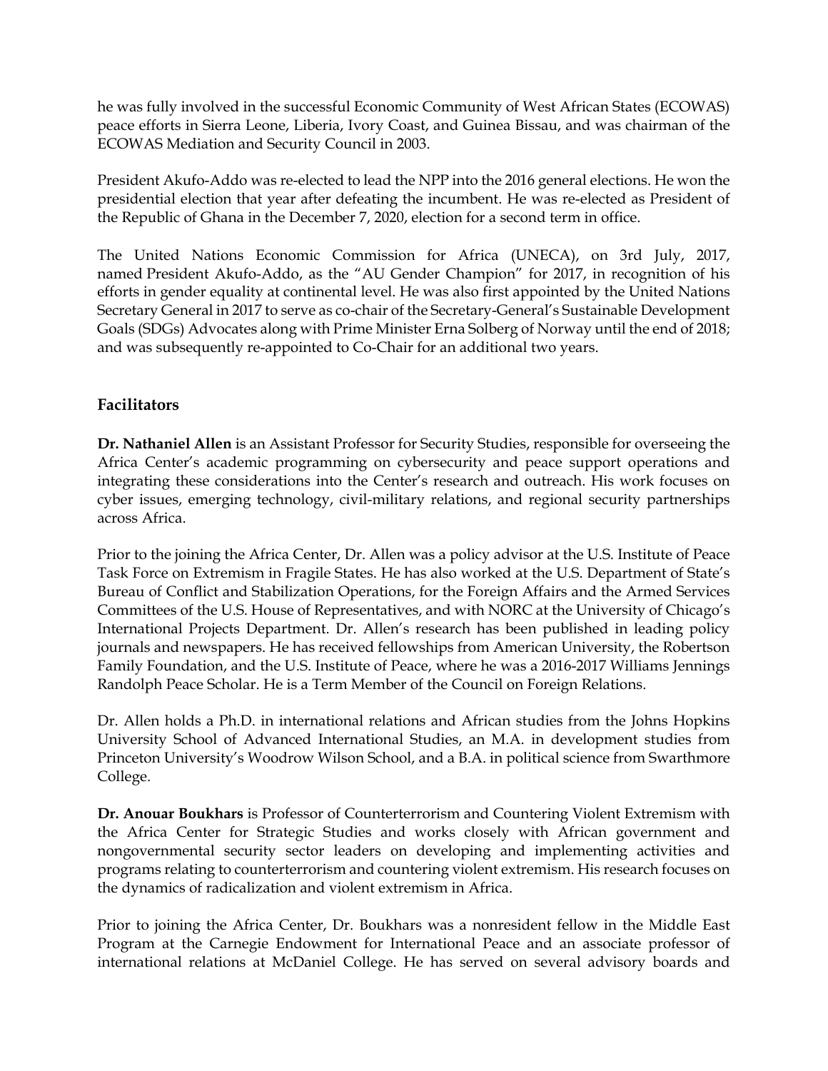he was fully involved in the successful Economic Community of West African States (ECOWAS) peace efforts in Sierra Leone, Liberia, Ivory Coast, and Guinea Bissau, and was chairman of the ECOWAS Mediation and Security Council in 2003.

President Akufo-Addo was re-elected to lead the NPP into the 2016 general elections. He won the presidential election that year after defeating the incumbent. He was re-elected as President of the Republic of Ghana in the December 7, 2020, election for a second term in office.

The United Nations Economic Commission for Africa (UNECA), on 3rd July, 2017, named President Akufo-Addo, as the "AU Gender Champion" for 2017, in recognition of his efforts in gender equality at continental level. He was also first appointed by the United Nations Secretary General in 2017 to serve as co-chair of the Secretary-General's Sustainable Development Goals (SDGs) Advocates along with Prime Minister Erna Solberg of Norway until the end of 2018; and was subsequently re-appointed to Co-Chair for an additional two years.

## Facilitators

**Dr. Nathaniel Allen** is an Assistant Professor for Security Studies, responsible for overseeing the Africa Center's academic programming on cybersecurity and peace support operations and integrating these considerations into the Center's research and outreach. His work focuses on cyber issues, emerging technology, civil-military relations, and regional security partnerships across Africa.

Prior to the joining the Africa Center, Dr. Allen was a policy advisor at the U.S. Institute of Peace Task Force on Extremism in Fragile States. He has also worked at the U.S. Department of State's Bureau of Conflict and Stabilization Operations, for the Foreign Affairs and the Armed Services Committees of the U.S. House of Representatives, and with NORC at the University of Chicago's International Projects Department. Dr. Allen's research has been published in leading policy journals and newspapers. He has received fellowships from American University, the Robertson Family Foundation, and the U.S. Institute of Peace, where he was a 2016-2017 Williams Jennings Randolph Peace Scholar. He is a Term Member of the Council on Foreign Relations.

Dr. Allen holds a Ph.D. in international relations and African studies from the Johns Hopkins University School of Advanced International Studies, an M.A. in development studies from Princeton University's Woodrow Wilson School, and a B.A. in political science from Swarthmore College.

**Dr. Anouar Boukhars** is Professor of Counterterrorism and Countering Violent Extremism with the Africa Center for Strategic Studies and works closely with African government and nongovernmental security sector leaders on developing and implementing activities and programs relating to counterterrorism and countering violent extremism. His research focuses on the dynamics of radicalization and violent extremism in Africa.

Prior to joining the Africa Center, Dr. Boukhars was a nonresident fellow in the Middle East Program at the Carnegie Endowment for International Peace and an associate professor of international relations at McDaniel College. He has served on several advisory boards and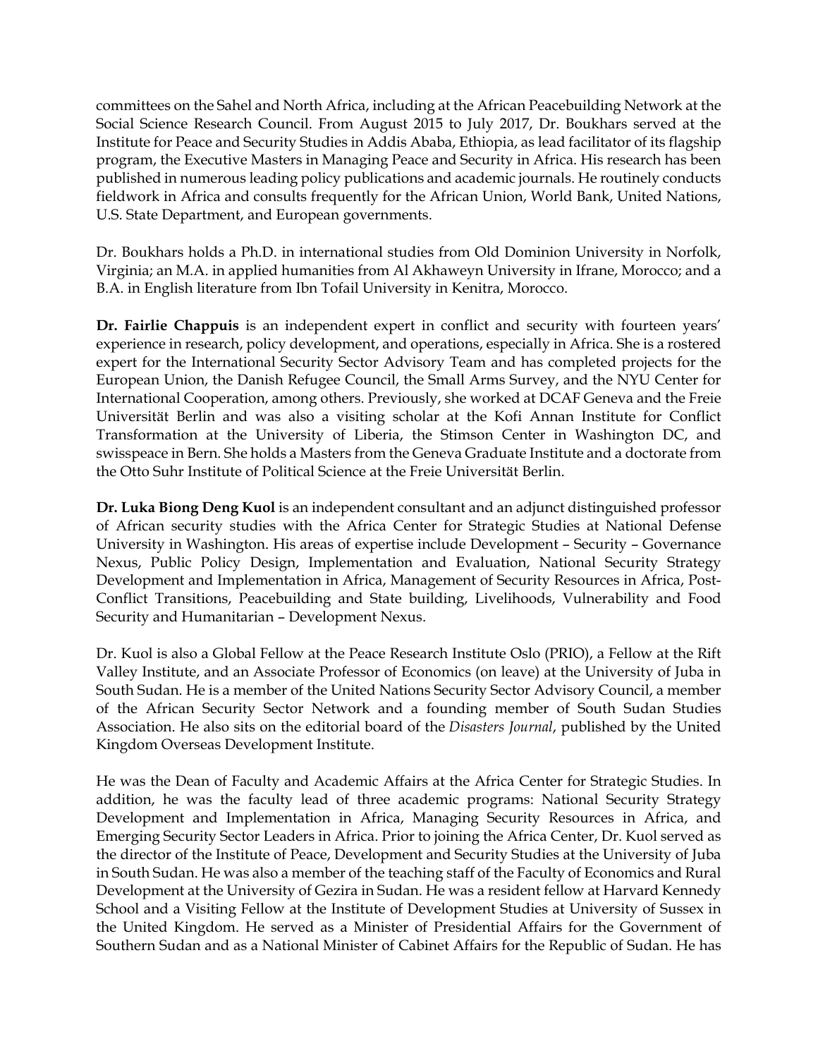committees on the Sahel and North Africa, including at the African Peacebuilding Network at the Social Science Research Council. From August 2015 to July 2017, Dr. Boukhars served at the Institute for Peace and Security Studies in Addis Ababa, Ethiopia, as lead facilitator of its flagship program, the Executive Masters in Managing Peace and Security in Africa. His research has been published in numerous leading policy publications and academic journals. He routinely conducts fieldwork in Africa and consults frequently for the African Union, World Bank, United Nations, U.S. State Department, and European governments.

Dr. Boukhars holds a Ph.D. in international studies from Old Dominion University in Norfolk, Virginia; an M.A. in applied humanities from Al Akhaweyn University in Ifrane, Morocco; and a B.A. in English literature from Ibn Tofail University in Kenitra, Morocco.

**Dr. Fairlie Chappuis** is an independent expert in conflict and security with fourteen years' experience in research, policy development, and operations, especially in Africa. She is a rostered expert for the International Security Sector Advisory Team and has completed projects for the European Union, the Danish Refugee Council, the Small Arms Survey, and the NYU Center for International Cooperation, among others. Previously, she worked at DCAF Geneva and the Freie Universität Berlin and was also a visiting scholar at the Kofi Annan Institute for Conflict Transformation at the University of Liberia, the Stimson Center in Washington DC, and swisspeace in Bern. She holds a Masters from the Geneva Graduate Institute and a doctorate from the Otto Suhr Institute of Political Science at the Freie Universität Berlin.

**Dr. Luka Biong Deng Kuol** is an independent consultant and an adjunct distinguished professor of African security studies with the Africa Center for Strategic Studies at National Defense University in Washington. His areas of expertise include Development – Security – Governance Nexus, Public Policy Design, Implementation and Evaluation, National Security Strategy Development and Implementation in Africa, Management of Security Resources in Africa, Post-Conflict Transitions, Peacebuilding and State building, Livelihoods, Vulnerability and Food Security and Humanitarian – Development Nexus.

Dr. Kuol is also a Global Fellow at the Peace Research Institute Oslo (PRIO), a Fellow at the Rift Valley Institute, and an Associate Professor of Economics (on leave) at the University of Juba in South Sudan. He is a member of the United Nations Security Sector Advisory Council, a member of the African Security Sector Network and a founding member of South Sudan Studies Association. He also sits on the editorial board of the *Disasters Journal*, published by the United Kingdom Overseas Development Institute.

He was the Dean of Faculty and Academic Affairs at the Africa Center for Strategic Studies. In addition, he was the faculty lead of three academic programs: National Security Strategy Development and Implementation in Africa, Managing Security Resources in Africa, and Emerging Security Sector Leaders in Africa. Prior to joining the Africa Center, Dr. Kuol served as the director of the Institute of Peace, Development and Security Studies at the University of Juba in South Sudan. He was also a member of the teaching staff of the Faculty of Economics and Rural Development at the University of Gezira in Sudan. He was a resident fellow at Harvard Kennedy School and a Visiting Fellow at the Institute of Development Studies at University of Sussex in the United Kingdom. He served as a Minister of Presidential Affairs for the Government of Southern Sudan and as a National Minister of Cabinet Affairs for the Republic of Sudan. He has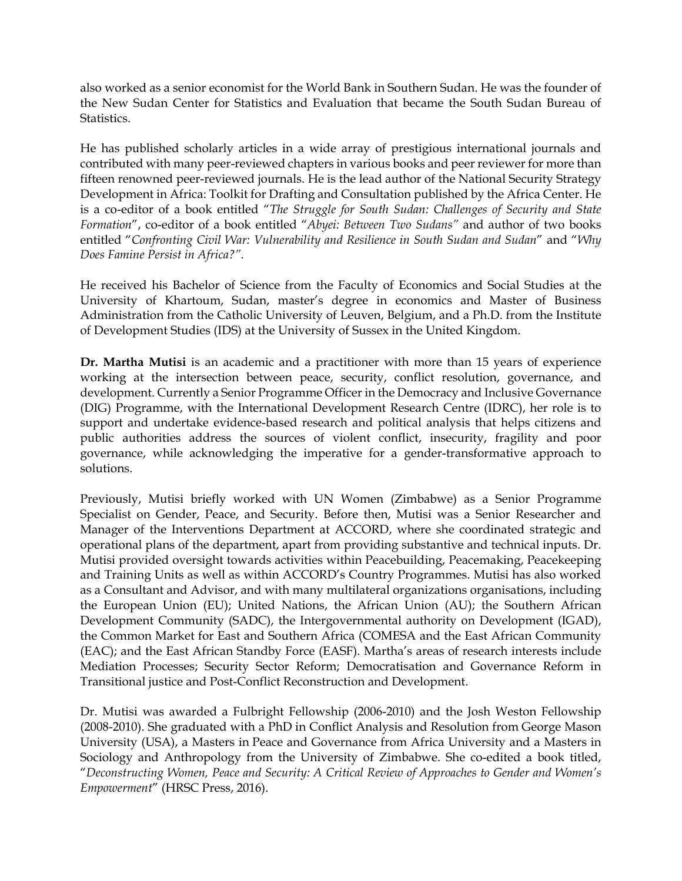also worked as a senior economist for the World Bank in Southern Sudan. He was the founder of the New Sudan Center for Statistics and Evaluation that became the South Sudan Bureau of Statistics.

He has published scholarly articles in a wide array of prestigious international journals and contributed with many peer-reviewed chapters in various books and peer reviewer for more than fifteen renowned peer-reviewed journals. He is the lead author of the National Security Strategy Development in Africa: Toolkit for Drafting and Consultation published by the Africa Center. He is a co-editor of a book entitled "*The Struggle for South Sudan: Challenges of Security and State Formation*", co-editor of a book entitled "*Abyei: Between Two Sudans"* and author of two books entitled "*Confronting Civil War: Vulnerability and Resilience in South Sudan and Sudan*" and "*Why Does Famine Persist in Africa?".*

He received his Bachelor of Science from the Faculty of Economics and Social Studies at the University of Khartoum, Sudan, master's degree in economics and Master of Business Administration from the Catholic University of Leuven, Belgium, and a Ph.D. from the Institute of Development Studies (IDS) at the University of Sussex in the United Kingdom.

**Dr. Martha Mutisi** is an academic and a practitioner with more than 15 years of experience working at the intersection between peace, security, conflict resolution, governance, and development. Currently a Senior Programme Officer in the Democracy and Inclusive Governance (DIG) Programme, with the International Development Research Centre (IDRC), her role is to support and undertake evidence-based research and political analysis that helps citizens and public authorities address the sources of violent conflict, insecurity, fragility and poor governance, while acknowledging the imperative for a gender-transformative approach to solutions.

Previously, Mutisi briefly worked with UN Women (Zimbabwe) as a Senior Programme Specialist on Gender, Peace, and Security. Before then, Mutisi was a Senior Researcher and Manager of the Interventions Department at ACCORD, where she coordinated strategic and operational plans of the department, apart from providing substantive and technical inputs. Dr. Mutisi provided oversight towards activities within Peacebuilding, Peacemaking, Peacekeeping and Training Units as well as within ACCORD's Country Programmes. Mutisi has also worked as a Consultant and Advisor, and with many multilateral organizations organisations, including the European Union (EU); United Nations, the African Union (AU); the Southern African Development Community (SADC), the Intergovernmental authority on Development (IGAD), the Common Market for East and Southern Africa (COMESA and the East African Community (EAC); and the East African Standby Force (EASF). Martha's areas of research interests include Mediation Processes; Security Sector Reform; Democratisation and Governance Reform in Transitional justice and Post-Conflict Reconstruction and Development.

Dr. Mutisi was awarded a Fulbright Fellowship (2006-2010) and the Josh Weston Fellowship (2008-2010). She graduated with a PhD in Conflict Analysis and Resolution from George Mason University (USA), a Masters in Peace and Governance from Africa University and a Masters in Sociology and Anthropology from the University of Zimbabwe. She co-edited a book titled, "*Deconstructing Women, Peace and Security: A Critical Review of Approaches to Gender and Women's Empowerment*" (HRSC Press, 2016).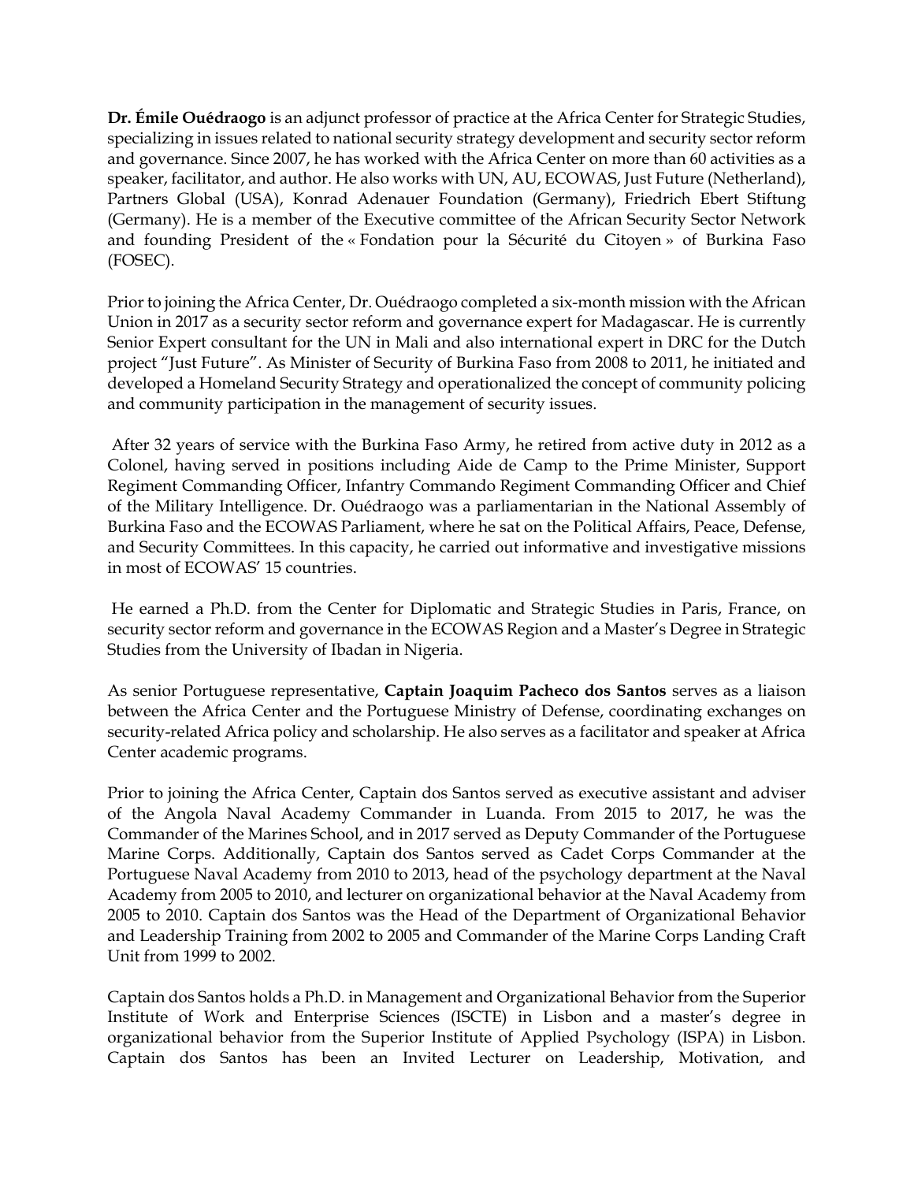**Dr. Émile Ouédraogo** is an adjunct professor of practice at the Africa Center for Strategic Studies, specializing in issues related to national security strategy development and security sector reform and governance. Since 2007, he has worked with the Africa Center on more than 60 activities as a speaker, facilitator, and author. He also works with UN, AU, ECOWAS, Just Future (Netherland), Partners Global (USA), Konrad Adenauer Foundation (Germany), Friedrich Ebert Stiftung (Germany). He is a member of the Executive committee of the African Security Sector Network and founding President of the « Fondation pour la Sécurité du Citoyen » of Burkina Faso (FOSEC).

Prior to joining the Africa Center, Dr. Ouédraogo completed a six-month mission with the African Union in 2017 as a security sector reform and governance expert for Madagascar. He is currently Senior Expert consultant for the UN in Mali and also international expert in DRC for the Dutch project "Just Future". As Minister of Security of Burkina Faso from 2008 to 2011, he initiated and developed a Homeland Security Strategy and operationalized the concept of community policing and community participation in the management of security issues.

After 32 years of service with the Burkina Faso Army, he retired from active duty in 2012 as a Colonel, having served in positions including Aide de Camp to the Prime Minister, Support Regiment Commanding Officer, Infantry Commando Regiment Commanding Officer and Chief of the Military Intelligence. Dr. Ouédraogo was a parliamentarian in the National Assembly of Burkina Faso and the ECOWAS Parliament, where he sat on the Political Affairs, Peace, Defense, and Security Committees. In this capacity, he carried out informative and investigative missions in most of ECOWAS' 15 countries.

He earned a Ph.D. from the Center for Diplomatic and Strategic Studies in Paris, France, on security sector reform and governance in the ECOWAS Region and a Master's Degree in Strategic Studies from the University of Ibadan in Nigeria.

As senior Portuguese representative, **Captain Joaquim Pacheco dos Santos** serves as a liaison between the Africa Center and the Portuguese Ministry of Defense, coordinating exchanges on security-related Africa policy and scholarship. He also serves as a facilitator and speaker at Africa Center academic programs.

Prior to joining the Africa Center, Captain dos Santos served as executive assistant and adviser of the Angola Naval Academy Commander in Luanda. From 2015 to 2017, he was the Commander of the Marines School, and in 2017 served as Deputy Commander of the Portuguese Marine Corps. Additionally, Captain dos Santos served as Cadet Corps Commander at the Portuguese Naval Academy from 2010 to 2013, head of the psychology department at the Naval Academy from 2005 to 2010, and lecturer on organizational behavior at the Naval Academy from 2005 to 2010. Captain dos Santos was the Head of the Department of Organizational Behavior and Leadership Training from 2002 to 2005 and Commander of the Marine Corps Landing Craft Unit from 1999 to 2002.

Captain dos Santos holds a Ph.D. in Management and Organizational Behavior from the Superior Institute of Work and Enterprise Sciences (ISCTE) in Lisbon and a master's degree in organizational behavior from the Superior Institute of Applied Psychology (ISPA) in Lisbon. Captain dos Santos has been an Invited Lecturer on Leadership, Motivation, and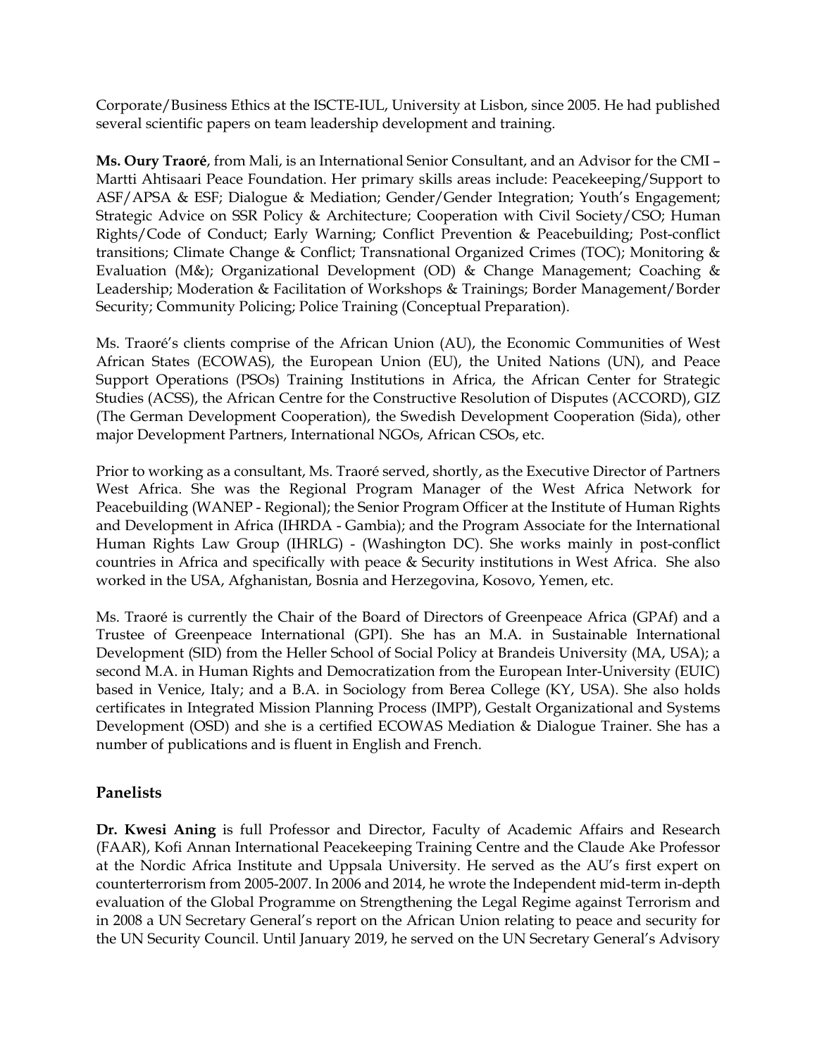Corporate/Business Ethics at the ISCTE-IUL, University at Lisbon, since 2005. He had published several scientific papers on team leadership development and training.

**Ms. Oury Traoré**, from Mali, is an International Senior Consultant, and an Advisor for the CMI – Martti Ahtisaari Peace Foundation. Her primary skills areas include: Peacekeeping/Support to ASF/APSA & ESF; Dialogue & Mediation; Gender/Gender Integration; Youth's Engagement; Strategic Advice on SSR Policy & Architecture; Cooperation with Civil Society/CSO; Human Rights/Code of Conduct; Early Warning; Conflict Prevention & Peacebuilding; Post-conflict transitions; Climate Change & Conflict; Transnational Organized Crimes (TOC); Monitoring & Evaluation (M&); Organizational Development (OD) & Change Management; Coaching & Leadership; Moderation & Facilitation of Workshops & Trainings; Border Management/Border Security; Community Policing; Police Training (Conceptual Preparation).

Ms. Traoré's clients comprise of the African Union (AU), the Economic Communities of West African States (ECOWAS), the European Union (EU), the United Nations (UN), and Peace Support Operations (PSOs) Training Institutions in Africa, the African Center for Strategic Studies (ACSS), the African Centre for the Constructive Resolution of Disputes (ACCORD), GIZ (The German Development Cooperation), the Swedish Development Cooperation (Sida), other major Development Partners, International NGOs, African CSOs, etc.

Prior to working as a consultant, Ms. Traoré served, shortly, as the Executive Director of Partners West Africa. She was the Regional Program Manager of the West Africa Network for Peacebuilding (WANEP - Regional); the Senior Program Officer at the Institute of Human Rights and Development in Africa (IHRDA - Gambia); and the Program Associate for the International Human Rights Law Group (IHRLG) - (Washington DC). She works mainly in post-conflict countries in Africa and specifically with peace & Security institutions in West Africa. She also worked in the USA, Afghanistan, Bosnia and Herzegovina, Kosovo, Yemen, etc.

Ms. Traoré is currently the Chair of the Board of Directors of Greenpeace Africa (GPAf) and a Trustee of Greenpeace International (GPI). She has an M.A. in Sustainable International Development (SID) from the Heller School of Social Policy at Brandeis University (MA, USA); a second M.A. in Human Rights and Democratization from the European Inter-University (EUIC) based in Venice, Italy; and a B.A. in Sociology from Berea College (KY, USA). She also holds certificates in Integrated Mission Planning Process (IMPP), Gestalt Organizational and Systems Development (OSD) and she is a certified ECOWAS Mediation & Dialogue Trainer. She has a number of publications and is fluent in English and French.

## Panelists

**Dr. Kwesi Aning** is full Professor and Director, Faculty of Academic Affairs and Research (FAAR), Kofi Annan International Peacekeeping Training Centre and the Claude Ake Professor at the Nordic Africa Institute and Uppsala University. He served as the AU's first expert on counterterrorism from 2005-2007. In 2006 and 2014, he wrote the Independent mid-term in-depth evaluation of the Global Programme on Strengthening the Legal Regime against Terrorism and in 2008 a UN Secretary General's report on the African Union relating to peace and security for the UN Security Council. Until January 2019, he served on the UN Secretary General's Advisory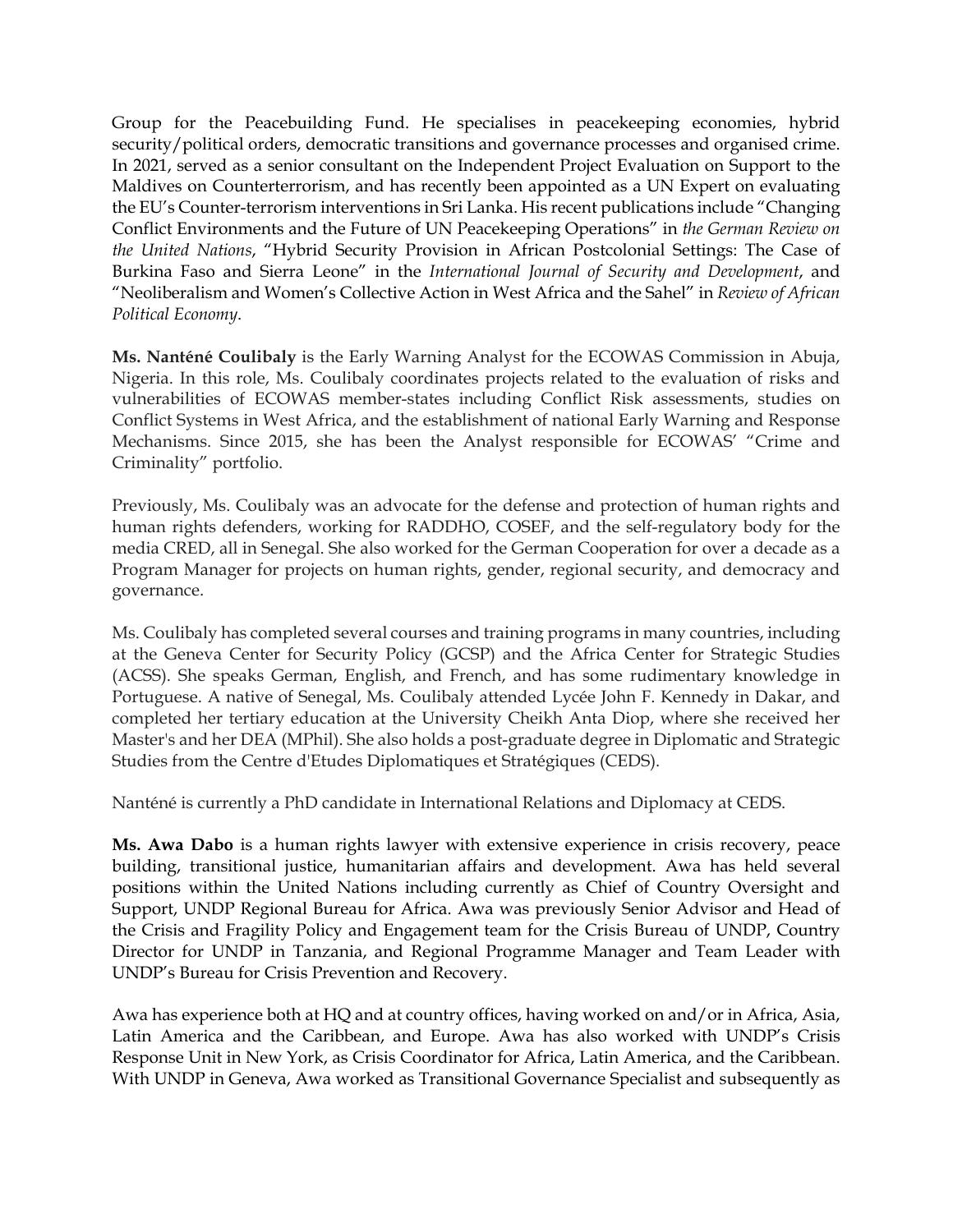Group for the Peacebuilding Fund. He specialises in peacekeeping economies, hybrid security/political orders, democratic transitions and governance processes and organised crime. In 2021, served as a senior consultant on the Independent Project Evaluation on Support to the Maldives on Counterterrorism, and has recently been appointed as a UN Expert on evaluating the EU's Counter-terrorism interventions in Sri Lanka. His recent publications include "Changing Conflict Environments and the Future of UN Peacekeeping Operations" in *the German Review on the United Nations*, "Hybrid Security Provision in African Postcolonial Settings: The Case of Burkina Faso and Sierra Leone" in the *International Journal of Security and Development*, and "Neoliberalism and Women's Collective Action in West Africa and the Sahel" in *Review of African Political Economy*.

**Ms. Nanténé Coulibaly** is the Early Warning Analyst for the ECOWAS Commission in Abuja, Nigeria. In this role, Ms. Coulibaly coordinates projects related to the evaluation of risks and vulnerabilities of ECOWAS member-states including Conflict Risk assessments, studies on Conflict Systems in West Africa, and the establishment of national Early Warning and Response Mechanisms. Since 2015, she has been the Analyst responsible for ECOWAS' "Crime and Criminality" portfolio.

Previously, Ms. Coulibaly was an advocate for the defense and protection of human rights and human rights defenders, working for RADDHO, COSEF, and the self-regulatory body for the media CRED, all in Senegal. She also worked for the German Cooperation for over a decade as a Program Manager for projects on human rights, gender, regional security, and democracy and governance.

Ms. Coulibaly has completed several courses and training programs in many countries, including at the Geneva Center for Security Policy (GCSP) and the Africa Center for Strategic Studies (ACSS). She speaks German, English, and French, and has some rudimentary knowledge in Portuguese. A native of Senegal, Ms. Coulibaly attended Lycée John F. Kennedy in Dakar, and completed her tertiary education at the University Cheikh Anta Diop, where she received her Master's and her DEA (MPhil). She also holds a post-graduate degree in Diplomatic and Strategic Studies from the Centre d'Etudes Diplomatiques et Stratégiques (CEDS).

Nanténé is currently a PhD candidate in International Relations and Diplomacy at CEDS.

**Ms. Awa Dabo** is a human rights lawyer with extensive experience in crisis recovery, peace building, transitional justice, humanitarian affairs and development. Awa has held several positions within the United Nations including currently as Chief of Country Oversight and Support, UNDP Regional Bureau for Africa. Awa was previously Senior Advisor and Head of the Crisis and Fragility Policy and Engagement team for the Crisis Bureau of UNDP, Country Director for UNDP in Tanzania, and Regional Programme Manager and Team Leader with UNDP's Bureau for Crisis Prevention and Recovery.

Awa has experience both at HQ and at country offices, having worked on and/or in Africa, Asia, Latin America and the Caribbean, and Europe. Awa has also worked with UNDP's Crisis Response Unit in New York, as Crisis Coordinator for Africa, Latin America, and the Caribbean. With UNDP in Geneva, Awa worked as Transitional Governance Specialist and subsequently as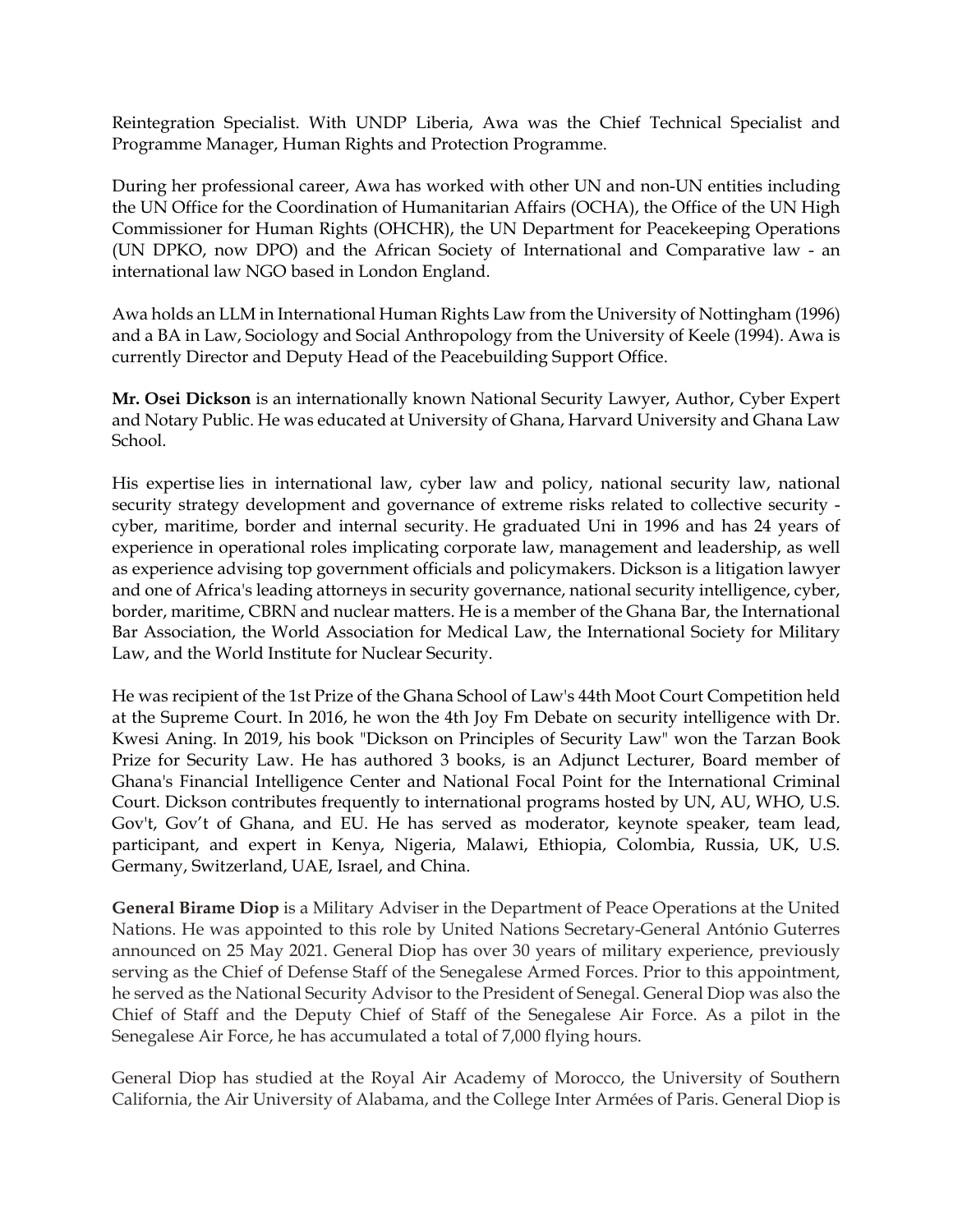Reintegration Specialist. With UNDP Liberia, Awa was the Chief Technical Specialist and Programme Manager, Human Rights and Protection Programme.

During her professional career, Awa has worked with other UN and non-UN entities including the UN Office for the Coordination of Humanitarian Affairs (OCHA), the Office of the UN High Commissioner for Human Rights (OHCHR), the UN Department for Peacekeeping Operations (UN DPKO, now DPO) and the African Society of International and Comparative law - an international law NGO based in London England.

Awa holds an LLM in International Human Rights Law from the University of Nottingham (1996) and a BA in Law, Sociology and Social Anthropology from the University of Keele (1994). Awa is currently Director and Deputy Head of the Peacebuilding Support Office.

**Mr. Osei Dickson** is an internationally known National Security Lawyer, Author, Cyber Expert and Notary Public. He was educated at University of Ghana, Harvard University and Ghana Law School.

His expertise lies in international law, cyber law and policy, national security law, national security strategy development and governance of extreme risks related to collective security - cyber, maritime, border and internal security. He graduated Uni in 1996 and has 24 years of experience in operational roles implicating corporate law, management and leadership, as well as experience advising top government officials and policymakers. Dickson is a litigation lawyer and one of Africa's leading attorneys in security governance, national security intelligence, cyber, border, maritime, CBRN and nuclear matters. He is a member of the Ghana Bar, the International Bar Association, the World Association for Medical Law, the International Society for Military Law, and the World Institute for Nuclear Security.

He was recipient of the 1st Prize of the Ghana School of Law's 44th Moot Court Competition held at the Supreme Court. In 2016, he won the 4th Joy Fm Debate on security intelligence with Dr. Kwesi Aning. In 2019, his book "Dickson on Principles of Security Law" won the Tarzan Book Prize for Security Law. He has authored 3 books, is an Adjunct Lecturer, Board member of Ghana's Financial Intelligence Center and National Focal Point for the International Criminal Court. Dickson contributes frequently to international programs hosted by UN, AU, WHO, U.S. Gov't, Gov't of Ghana, and EU. He has served as moderator, keynote speaker, team lead, participant, and expert in Kenya, Nigeria, Malawi, Ethiopia, Colombia, Russia, UK, U.S. Germany, Switzerland, UAE, Israel, and China.

**General Birame Diop** is a Military Adviser in the Department of Peace Operations at the United Nations. He was appointed to this role by United Nations Secretary-General António Guterres announced on 25 May 2021. General Diop has over 30 years of military experience, previously serving as the Chief of Defense Staff of the Senegalese Armed Forces. Prior to this appointment, he served as the National Security Advisor to the President of Senegal. General Diop was also the Chief of Staff and the Deputy Chief of Staff of the Senegalese Air Force. As a pilot in the Senegalese Air Force, he has accumulated a total of 7,000 flying hours.

General Diop has studied at the Royal Air Academy of Morocco, the University of Southern California, the Air University of Alabama, and the College Inter Armées of Paris. General Diop is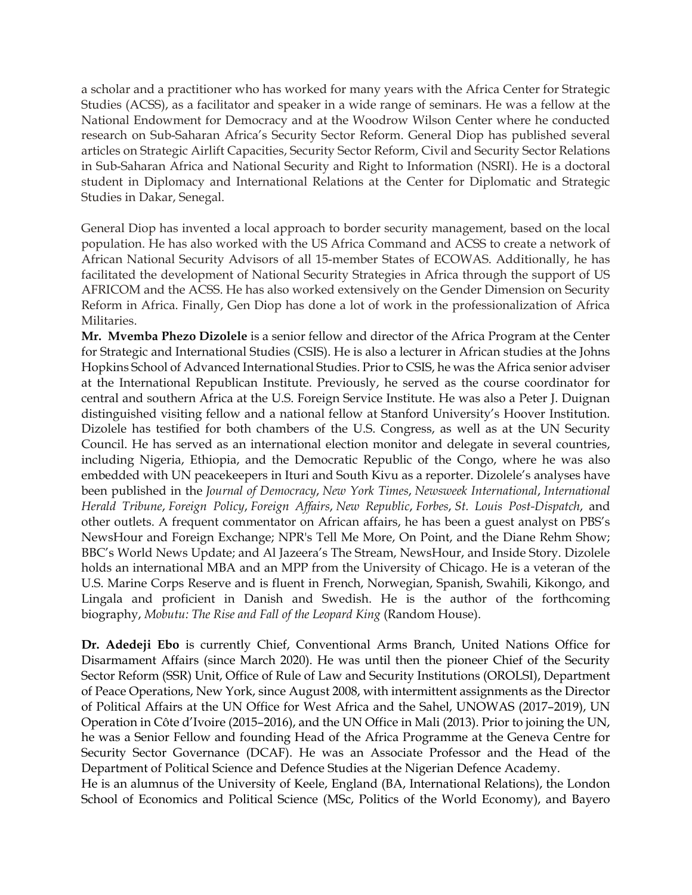a scholar and a practitioner who has worked for many years with the Africa Center for Strategic Studies (ACSS), as a facilitator and speaker in a wide range of seminars. He was a fellow at the National Endowment for Democracy and at the Woodrow Wilson Center where he conducted research on Sub-Saharan Africa's Security Sector Reform. General Diop has published several articles on Strategic Airlift Capacities, Security Sector Reform, Civil and Security Sector Relations in Sub-Saharan Africa and National Security and Right to Information (NSRI). He is a doctoral student in Diplomacy and International Relations at the Center for Diplomatic and Strategic Studies in Dakar, Senegal.

General Diop has invented a local approach to border security management, based on the local population. He has also worked with the US Africa Command and ACSS to create a network of African National Security Advisors of all 15-member States of ECOWAS. Additionally, he has facilitated the development of National Security Strategies in Africa through the support of US AFRICOM and the ACSS. He has also worked extensively on the Gender Dimension on Security Reform in Africa. Finally, Gen Diop has done a lot of work in the professionalization of Africa Militaries.

**Mr. Mvemba Phezo Dizolele** is a senior fellow and director of the Africa Program at the Center for Strategic and International Studies (CSIS). He is also a lecturer in African studies at the Johns Hopkins School of Advanced International Studies. Prior to CSIS, he was the Africa senior adviser at the International Republican Institute. Previously, he served as the course coordinator for central and southern Africa at the U.S. Foreign Service Institute. He was also a Peter J. Duignan distinguished visiting fellow and a national fellow at Stanford University's Hoover Institution. Dizolele has testified for both chambers of the U.S. Congress, as well as at the UN Security Council. He has served as an international election monitor and delegate in several countries, including Nigeria, Ethiopia, and the Democratic Republic of the Congo, where he was also embedded with UN peacekeepers in Ituri and South Kivu as a reporter. Dizolele's analyses have been published in the *Journal of Democracy*, *New York Times*, *Newsweek International*, *International Herald Tribune*, *Foreign Policy*, *Foreign Affairs*, *New Republic*, *Forbes*, *St. Louis Post-Dispatch*, and other outlets. A frequent commentator on African affairs, he has been a guest analyst on PBS's NewsHour and Foreign Exchange; NPR's Tell Me More, On Point, and the Diane Rehm Show; BBC's World News Update; and Al Jazeera's The Stream, NewsHour, and Inside Story. Dizolele holds an international MBA and an MPP from the University of Chicago. He is a veteran of the U.S. Marine Corps Reserve and is fluent in French, Norwegian, Spanish, Swahili, Kikongo, and Lingala and proficient in Danish and Swedish. He is the author of the forthcoming biography, *Mobutu: The Rise and Fall of the Leopard King* (Random House).

**Dr. Adedeji Ebo** is currently Chief, Conventional Arms Branch, United Nations Office for Disarmament Affairs (since March 2020). He was until then the pioneer Chief of the Security Sector Reform (SSR) Unit, Office of Rule of Law and Security Institutions (OROLSI), Department of Peace Operations, New York, since August 2008, with intermittent assignments as the Director of Political Affairs at the UN Office for West Africa and the Sahel, UNOWAS (2017–2019), UN Operation in Côte d'Ivoire (2015–2016), and the UN Office in Mali (2013). Prior to joining the UN, he was a Senior Fellow and founding Head of the Africa Programme at the Geneva Centre for Security Sector Governance (DCAF). He was an Associate Professor and the Head of the Department of Political Science and Defence Studies at the Nigerian Defence Academy.

He is an alumnus of the University of Keele, England (BA, International Relations), the London School of Economics and Political Science (MSc, Politics of the World Economy), and Bayero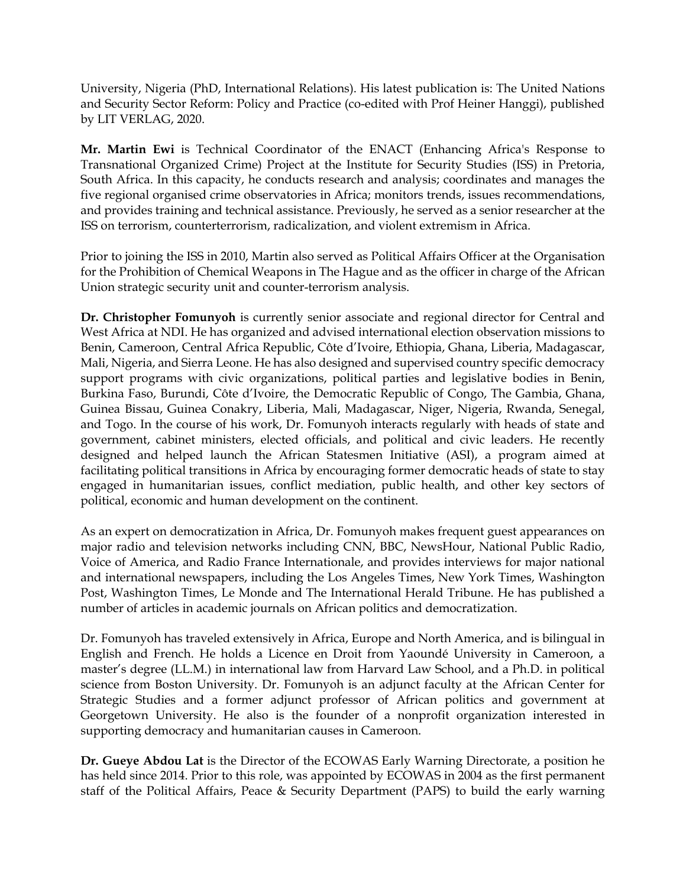University, Nigeria (PhD, International Relations). His latest publication is: The United Nations and Security Sector Reform: Policy and Practice (co-edited with Prof Heiner Hanggi), published by LIT VERLAG, 2020.

**Mr. Martin Ewi** is Technical Coordinator of the ENACT (Enhancing Africa's Response to Transnational Organized Crime) Project at the Institute for Security Studies (ISS) in Pretoria, South Africa. In this capacity, he conducts research and analysis; coordinates and manages the five regional organised crime observatories in Africa; monitors trends, issues recommendations, and provides training and technical assistance. Previously, he served as a senior researcher at the ISS on terrorism, counterterrorism, radicalization, and violent extremism in Africa.

Prior to joining the ISS in 2010, Martin also served as Political Affairs Officer at the Organisation for the Prohibition of Chemical Weapons in The Hague and as the officer in charge of the African Union strategic security unit and counter-terrorism analysis.

**Dr. Christopher Fomunyoh** is currently senior associate and regional director for Central and West Africa at NDI. He has organized and advised international election observation missions to Benin, Cameroon, Central Africa Republic, Côte d'Ivoire, Ethiopia, Ghana, Liberia, Madagascar, Mali, Nigeria, and Sierra Leone. He has also designed and supervised country specific democracy support programs with civic organizations, political parties and legislative bodies in Benin, Burkina Faso, Burundi, Côte d'Ivoire, the Democratic Republic of Congo, The Gambia, Ghana, Guinea Bissau, Guinea Conakry, Liberia, Mali, Madagascar, Niger, Nigeria, Rwanda, Senegal, and Togo. In the course of his work, Dr. Fomunyoh interacts regularly with heads of state and government, cabinet ministers, elected officials, and political and civic leaders. He recently designed and helped launch the African Statesmen Initiative (ASI), a program aimed at facilitating political transitions in Africa by encouraging former democratic heads of state to stay engaged in humanitarian issues, conflict mediation, public health, and other key sectors of political, economic and human development on the continent.

As an expert on democratization in Africa, Dr. Fomunyoh makes frequent guest appearances on major radio and television networks including CNN, BBC, NewsHour, National Public Radio, Voice of America, and Radio France Internationale, and provides interviews for major national and international newspapers, including the Los Angeles Times, New York Times, Washington Post, Washington Times, Le Monde and The International Herald Tribune. He has published a number of articles in academic journals on African politics and democratization.

Dr. Fomunyoh has traveled extensively in Africa, Europe and North America, and is bilingual in English and French. He holds a Licence en Droit from Yaoundé University in Cameroon, a master's degree (LL.M.) in international law from Harvard Law School, and a Ph.D. in political science from Boston University. Dr. Fomunyoh is an adjunct faculty at the African Center for Strategic Studies and a former adjunct professor of African politics and government at Georgetown University. He also is the founder of a nonprofit organization interested in supporting democracy and humanitarian causes in Cameroon.

**Dr. Gueye Abdou Lat** is the Director of the ECOWAS Early Warning Directorate, a position he has held since 2014. Prior to this role, was appointed by ECOWAS in 2004 as the first permanent staff of the Political Affairs, Peace & Security Department (PAPS) to build the early warning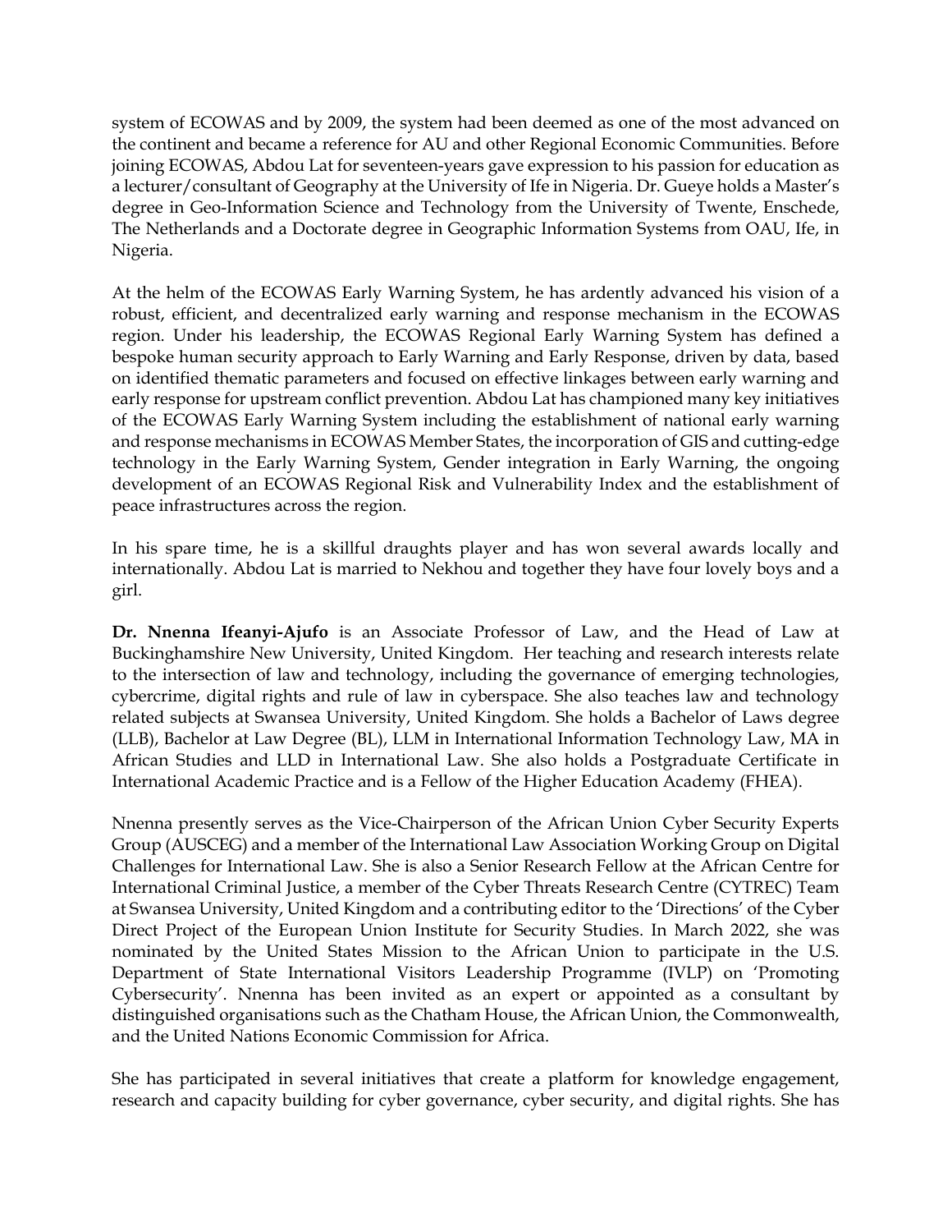system of ECOWAS and by 2009, the system had been deemed as one of the most advanced on the continent and became a reference for AU and other Regional Economic Communities. Before joining ECOWAS, Abdou Lat for seventeen-years gave expression to his passion for education as a lecturer/consultant of Geography at the University of Ife in Nigeria. Dr. Gueye holds a Master's degree in Geo-Information Science and Technology from the University of Twente, Enschede, The Netherlands and a Doctorate degree in Geographic Information Systems from OAU, Ife, in Nigeria.

At the helm of the ECOWAS Early Warning System, he has ardently advanced his vision of a robust, efficient, and decentralized early warning and response mechanism in the ECOWAS region. Under his leadership, the ECOWAS Regional Early Warning System has defined a bespoke human security approach to Early Warning and Early Response, driven by data, based on identified thematic parameters and focused on effective linkages between early warning and early response for upstream conflict prevention. Abdou Lat has championed many key initiatives of the ECOWAS Early Warning System including the establishment of national early warning and response mechanisms in ECOWAS Member States, the incorporation of GIS and cutting-edge technology in the Early Warning System, Gender integration in Early Warning, the ongoing development of an ECOWAS Regional Risk and Vulnerability Index and the establishment of peace infrastructures across the region.

In his spare time, he is a skillful draughts player and has won several awards locally and internationally. Abdou Lat is married to Nekhou and together they have four lovely boys and a girl.

**Dr. Nnenna Ifeanyi-Ajufo** is an Associate Professor of Law, and the Head of Law at Buckinghamshire New University, United Kingdom. Her teaching and research interests relate to the intersection of law and technology, including the governance of emerging technologies, cybercrime, digital rights and rule of law in cyberspace. She also teaches law and technology related subjects at Swansea University, United Kingdom. She holds a Bachelor of Laws degree (LLB), Bachelor at Law Degree (BL), LLM in International Information Technology Law, MA in African Studies and LLD in International Law. She also holds a Postgraduate Certificate in International Academic Practice and is a Fellow of the Higher Education Academy (FHEA).

Nnenna presently serves as the Vice-Chairperson of the African Union Cyber Security Experts Group (AUSCEG) and a member of the International Law Association Working Group on Digital Challenges for International Law. She is also a Senior Research Fellow at the African Centre for International Criminal Justice, a member of the Cyber Threats Research Centre (CYTREC) Team at Swansea University, United Kingdom and a contributing editor to the 'Directions' of the Cyber Direct Project of the European Union Institute for Security Studies. In March 2022, she was nominated by the United States Mission to the African Union to participate in the U.S. Department of State International Visitors Leadership Programme (IVLP) on 'Promoting Cybersecurity'. Nnenna has been invited as an expert or appointed as a consultant by distinguished organisations such as the Chatham House, the African Union, the Commonwealth, and the United Nations Economic Commission for Africa.

She has participated in several initiatives that create a platform for knowledge engagement, research and capacity building for cyber governance, cyber security, and digital rights. She has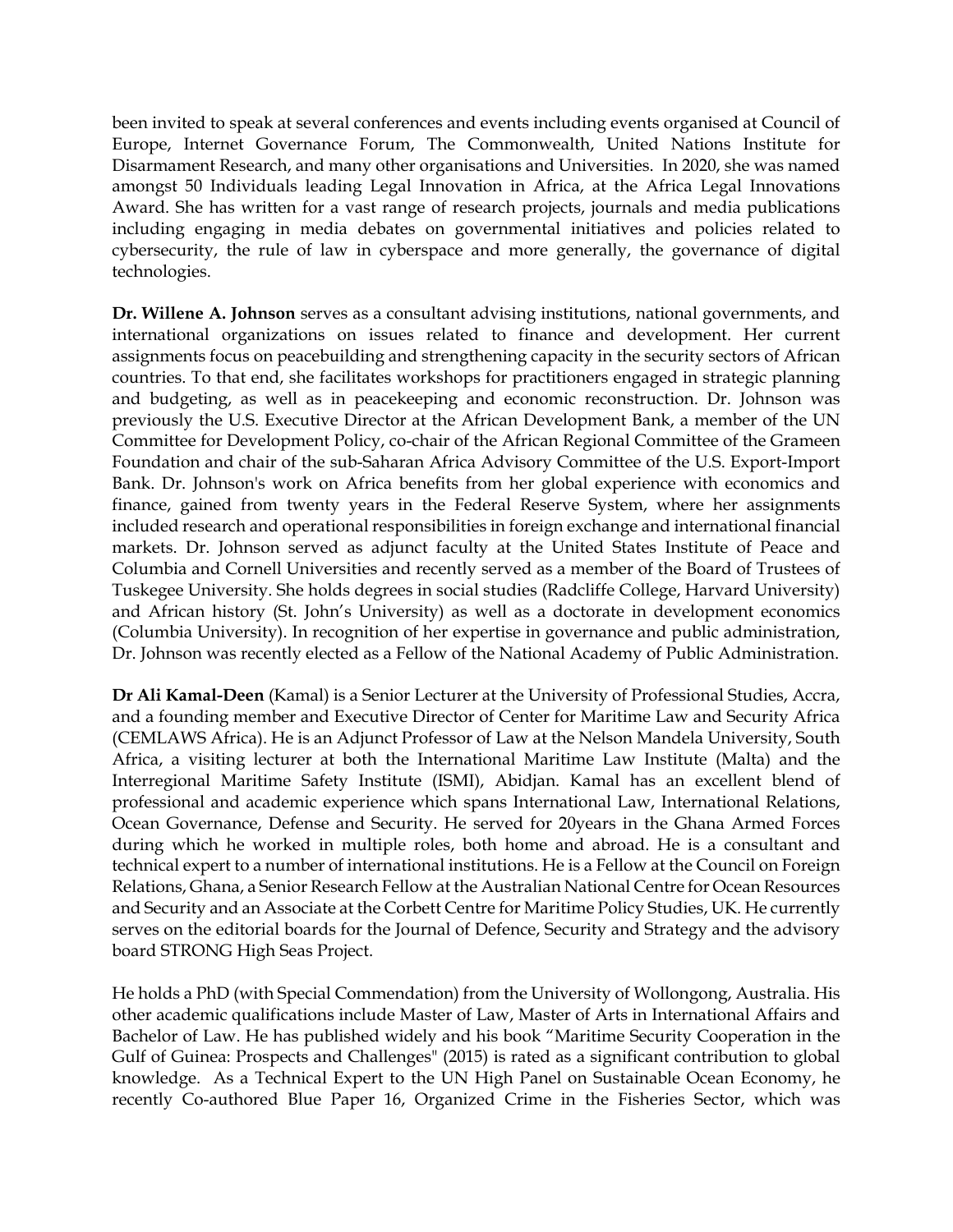been invited to speak at several conferences and events including events organised at Council of Europe, Internet Governance Forum, The Commonwealth, United Nations Institute for Disarmament Research, and many other organisations and Universities. In 2020, she was named amongst 50 Individuals leading Legal Innovation in Africa, at the Africa Legal Innovations Award. She has written for a vast range of research projects, journals and media publications including engaging in media debates on governmental initiatives and policies related to cybersecurity, the rule of law in cyberspace and more generally, the governance of digital technologies.

**Dr. Willene A. Johnson** serves as a consultant advising institutions, national governments, and international organizations on issues related to finance and development. Her current assignments focus on peacebuilding and strengthening capacity in the security sectors of African countries. To that end, she facilitates workshops for practitioners engaged in strategic planning and budgeting, as well as in peacekeeping and economic reconstruction. Dr. Johnson was previously the U.S. Executive Director at the African Development Bank, a member of the UN Committee for Development Policy, co-chair of the African Regional Committee of the Grameen Foundation and chair of the sub-Saharan Africa Advisory Committee of the U.S. Export-Import Bank. Dr. Johnson's work on Africa benefits from her global experience with economics and finance, gained from twenty years in the Federal Reserve System, where her assignments included research and operational responsibilities in foreign exchange and international financial markets. Dr. Johnson served as adjunct faculty at the United States Institute of Peace and Columbia and Cornell Universities and recently served as a member of the Board of Trustees of Tuskegee University. She holds degrees in social studies (Radcliffe College, Harvard University) and African history (St. John's University) as well as a doctorate in development economics (Columbia University). In recognition of her expertise in governance and public administration, Dr. Johnson was recently elected as a Fellow of the National Academy of Public Administration.

**Dr Ali Kamal-Deen** (Kamal) is a Senior Lecturer at the University of Professional Studies, Accra, and a founding member and Executive Director of Center for Maritime Law and Security Africa (CEMLAWS Africa). He is an Adjunct Professor of Law at the Nelson Mandela University, South Africa, a visiting lecturer at both the International Maritime Law Institute (Malta) and the Interregional Maritime Safety Institute (ISMI), Abidjan. Kamal has an excellent blend of professional and academic experience which spans International Law, International Relations, Ocean Governance, Defense and Security. He served for 20years in the Ghana Armed Forces during which he worked in multiple roles, both home and abroad. He is a consultant and technical expert to a number of international institutions. He is a Fellow at the Council on Foreign Relations, Ghana, a Senior Research Fellow at the Australian National Centre for Ocean Resources and Security and an Associate at the Corbett Centre for Maritime Policy Studies, UK. He currently serves on the editorial boards for the Journal of Defence, Security and Strategy and the advisory board STRONG High Seas Project.

He holds a PhD (with Special Commendation) from the University of Wollongong, Australia. His other academic qualifications include Master of Law, Master of Arts in International Affairs and Bachelor of Law. He has published widely and his book "Maritime Security Cooperation in the Gulf of Guinea: Prospects and Challenges" (2015) is rated as a significant contribution to global knowledge. As a Technical Expert to the UN High Panel on Sustainable Ocean Economy, he recently Co-authored Blue Paper 16, Organized Crime in the Fisheries Sector, which was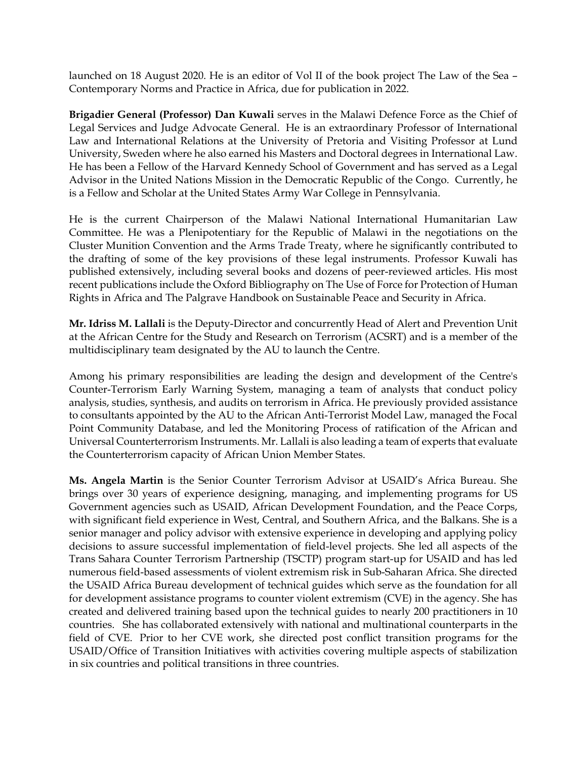launched on 18 August 2020. He is an editor of Vol II of the book project The Law of the Sea – Contemporary Norms and Practice in Africa, due for publication in 2022.

**Brigadier General (Professor) Dan Kuwali** serves in the Malawi Defence Force as the Chief of Legal Services and Judge Advocate General. He is an extraordinary Professor of International Law and International Relations at the University of Pretoria and Visiting Professor at Lund University, Sweden where he also earned his Masters and Doctoral degrees in International Law. He has been a Fellow of the Harvard Kennedy School of Government and has served as a Legal Advisor in the United Nations Mission in the Democratic Republic of the Congo. Currently, he is a Fellow and Scholar at the United States Army War College in Pennsylvania.

He is the current Chairperson of the Malawi National International Humanitarian Law Committee. He was a Plenipotentiary for the Republic of Malawi in the negotiations on the Cluster Munition Convention and the Arms Trade Treaty, where he significantly contributed to the drafting of some of the key provisions of these legal instruments. Professor Kuwali has published extensively, including several books and dozens of peer-reviewed articles. His most recent publications include the Oxford Bibliography on The Use of Force for Protection of Human Rights in Africa and The Palgrave Handbook on Sustainable Peace and Security in Africa.

**Mr. Idriss M. Lallali** is the Deputy-Director and concurrently Head of Alert and Prevention Unit at the African Centre for the Study and Research on Terrorism (ACSRT) and is a member of the multidisciplinary team designated by the AU to launch the Centre.

Among his primary responsibilities are leading the design and development of the Centre's Counter-Terrorism Early Warning System, managing a team of analysts that conduct policy analysis, studies, synthesis, and audits on terrorism in Africa. He previously provided assistance to consultants appointed by the AU to the African Anti-Terrorist Model Law, managed the Focal Point Community Database, and led the Monitoring Process of ratification of the African and Universal Counterterrorism Instruments. Mr. Lallali is also leading a team of experts that evaluate the Counterterrorism capacity of African Union Member States.

**Ms. Angela Martin** is the Senior Counter Terrorism Advisor at USAID's Africa Bureau. She brings over 30 years of experience designing, managing, and implementing programs for US Government agencies such as USAID, African Development Foundation, and the Peace Corps, with significant field experience in West, Central, and Southern Africa, and the Balkans. She is a senior manager and policy advisor with extensive experience in developing and applying policy decisions to assure successful implementation of field-level projects. She led all aspects of the Trans Sahara Counter Terrorism Partnership (TSCTP) program start-up for USAID and has led numerous field-based assessments of violent extremism risk in Sub-Saharan Africa. She directed the USAID Africa Bureau development of technical guides which serve as the foundation for all for development assistance programs to counter violent extremism (CVE) in the agency. She has created and delivered training based upon the technical guides to nearly 200 practitioners in 10 countries. She has collaborated extensively with national and multinational counterparts in the field of CVE. Prior to her CVE work, she directed post conflict transition programs for the USAID/Office of Transition Initiatives with activities covering multiple aspects of stabilization in six countries and political transitions in three countries.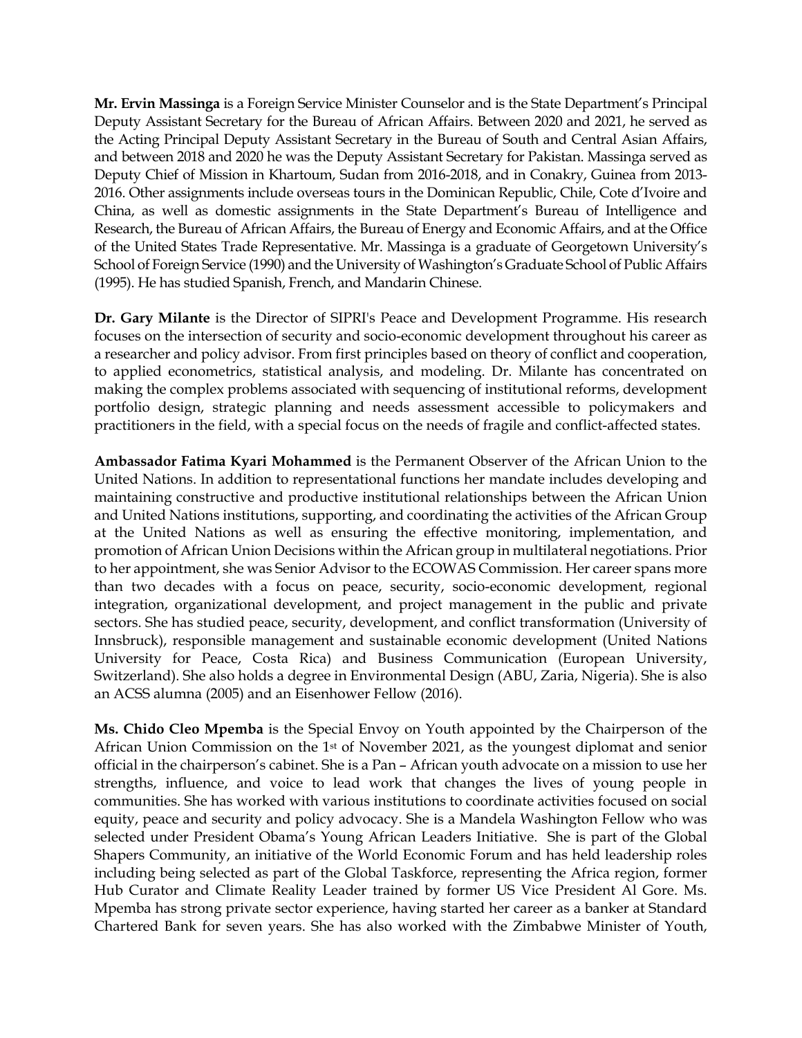**Mr. Ervin Massinga** is a Foreign Service Minister Counselor and is the State Department's Principal Deputy Assistant Secretary for the Bureau of African Affairs. Between 2020 and 2021, he served as the Acting Principal Deputy Assistant Secretary in the Bureau of South and Central Asian Affairs, and between 2018 and 2020 he was the Deputy Assistant Secretary for Pakistan. Massinga served as Deputy Chief of Mission in Khartoum, Sudan from 2016-2018, and in Conakry, Guinea from 2013-2016. Other assignments include overseas tours in the Dominican Republic, Chile, Cote d'Ivoire and China, as well as domestic assignments in the State Department's Bureau of Intelligence and Research, the Bureau of African Affairs, the Bureau of Energy and Economic Affairs, and at the Office of the United States Trade Representative. Mr. Massinga is a graduate of Georgetown University's School of Foreign Service (1990) and the University of Washington's Graduate School of Public Affairs (1995). He has studied Spanish, French, and Mandarin Chinese.

**Dr. Gary Milante** is the Director of SIPRI's Peace and Development Programme. His research focuses on the intersection of security and socio-economic development throughout his career as a researcher and policy advisor. From first principles based on theory of conflict and cooperation, to applied econometrics, statistical analysis, and modeling. Dr. Milante has concentrated on making the complex problems associated with sequencing of institutional reforms, development portfolio design, strategic planning and needs assessment accessible to policymakers and practitioners in the field, with a special focus on the needs of fragile and conflict-affected states.

**Ambassador Fatima Kyari Mohammed** is the Permanent Observer of the African Union to the United Nations. In addition to representational functions her mandate includes developing and maintaining constructive and productive institutional relationships between the African Union and United Nations institutions, supporting, and coordinating the activities of the African Group at the United Nations as well as ensuring the effective monitoring, implementation, and promotion of African Union Decisions within the African group in multilateral negotiations. Prior to her appointment, she was Senior Advisor to the ECOWAS Commission. Her career spans more than two decades with a focus on peace, security, socio-economic development, regional integration, organizational development, and project management in the public and private sectors. She has studied peace, security, development, and conflict transformation (University of Innsbruck), responsible management and sustainable economic development (United Nations University for Peace, Costa Rica) and Business Communication (European University, Switzerland). She also holds a degree in Environmental Design (ABU, Zaria, Nigeria). She is also an ACSS alumna (2005) and an Eisenhower Fellow (2016).

**Ms. Chido Cleo Mpemba** is the Special Envoy on Youth appointed by the Chairperson of the African Union Commission on the 1st of November 2021, as the youngest diplomat and senior official in the chairperson's cabinet. She is a Pan – African youth advocate on a mission to use her strengths, influence, and voice to lead work that changes the lives of young people in communities. She has worked with various institutions to coordinate activities focused on social equity, peace and security and policy advocacy. She is a Mandela Washington Fellow who was selected under President Obama's Young African Leaders Initiative. She is part of the Global Shapers Community, an initiative of the World Economic Forum and has held leadership roles including being selected as part of the Global Taskforce, representing the Africa region, former Hub Curator and Climate Reality Leader trained by former US Vice President Al Gore. Ms. Mpemba has strong private sector experience, having started her career as a banker at Standard Chartered Bank for seven years. She has also worked with the Zimbabwe Minister of Youth,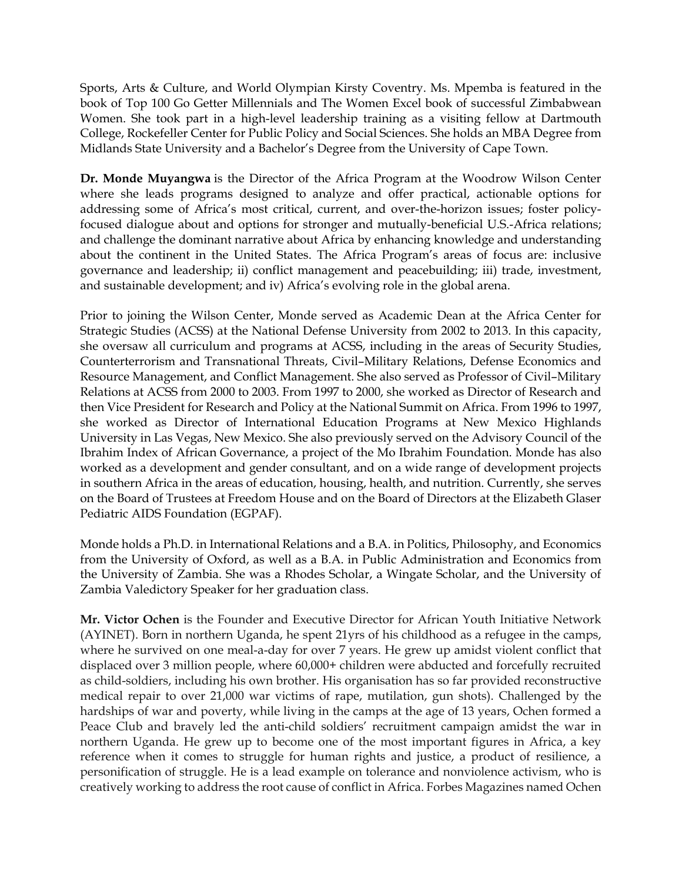Sports, Arts & Culture, and World Olympian Kirsty Coventry. Ms. Mpemba is featured in the book of Top 100 Go Getter Millennials and The Women Excel book of successful Zimbabwean Women. She took part in a high-level leadership training as a visiting fellow at Dartmouth College, Rockefeller Center for Public Policy and Social Sciences. She holds an MBA Degree from Midlands State University and a Bachelor's Degree from the University of Cape Town.

**Dr. Monde Muyangwa** is the Director of the Africa Program at the Woodrow Wilson Center where she leads programs designed to analyze and offer practical, actionable options for addressing some of Africa's most critical, current, and over-the-horizon issues; foster policy-focused dialogue about and options for stronger and mutually-beneficial U.S.-Africa relations; and challenge the dominant narrative about Africa by enhancing knowledge and understanding about the continent in the United States. The Africa Program's areas of focus are: inclusive governance and leadership; ii) conflict management and peacebuilding; iii) trade, investment, and sustainable development; and iv) Africa's evolving role in the global arena.

Prior to joining the Wilson Center, Monde served as Academic Dean at the Africa Center for Strategic Studies (ACSS) at the National Defense University from 2002 to 2013. In this capacity, she oversaw all curriculum and programs at ACSS, including in the areas of Security Studies, Counterterrorism and Transnational Threats, Civil–Military Relations, Defense Economics and Resource Management, and Conflict Management. She also served as Professor of Civil–Military Relations at ACSS from 2000 to 2003. From 1997 to 2000, she worked as Director of Research and then Vice President for Research and Policy at the National Summit on Africa. From 1996 to 1997, she worked as Director of International Education Programs at New Mexico Highlands University in Las Vegas, New Mexico. She also previously served on the Advisory Council of the Ibrahim Index of African Governance, a project of the Mo Ibrahim Foundation. Monde has also worked as a development and gender consultant, and on a wide range of development projects in southern Africa in the areas of education, housing, health, and nutrition. Currently, she serves on the Board of Trustees at Freedom House and on the Board of Directors at the Elizabeth Glaser Pediatric AIDS Foundation (EGPAF).

Monde holds a Ph.D. in International Relations and a B.A. in Politics, Philosophy, and Economics from the University of Oxford, as well as a B.A. in Public Administration and Economics from the University of Zambia. She was a Rhodes Scholar, a Wingate Scholar, and the University of Zambia Valedictory Speaker for her graduation class.

**Mr. Victor Ochen** is the Founder and Executive Director for African Youth Initiative Network (AYINET). Born in northern Uganda, he spent 21yrs of his childhood as a refugee in the camps, where he survived on one meal-a-day for over 7 years. He grew up amidst violent conflict that displaced over 3 million people, where 60,000+ children were abducted and forcefully recruited as child-soldiers, including his own brother. His organisation has so far provided reconstructive medical repair to over 21,000 war victims of rape, mutilation, gun shots). Challenged by the hardships of war and poverty, while living in the camps at the age of 13 years, Ochen formed a Peace Club and bravely led the anti-child soldiers' recruitment campaign amidst the war in northern Uganda. He grew up to become one of the most important figures in Africa, a key reference when it comes to struggle for human rights and justice, a product of resilience, a personification of struggle. He is a lead example on tolerance and nonviolence activism, who is creatively working to address the root cause of conflict in Africa. Forbes Magazines named Ochen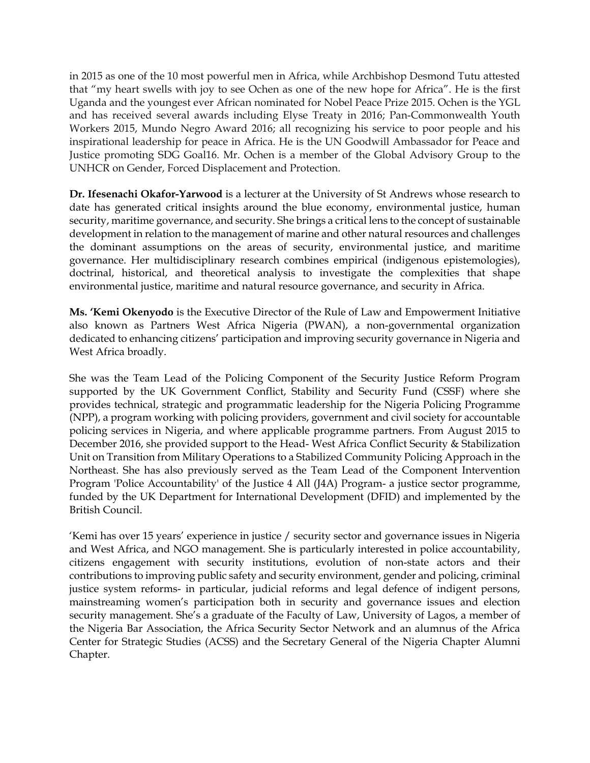in 2015 as one of the 10 most powerful men in Africa, while Archbishop Desmond Tutu attested that "my heart swells with joy to see Ochen as one of the new hope for Africa". He is the first Uganda and the youngest ever African nominated for Nobel Peace Prize 2015. Ochen is the YGL and has received several awards including Elyse Treaty in 2016; Pan-Commonwealth Youth Workers 2015, Mundo Negro Award 2016; all recognizing his service to poor people and his inspirational leadership for peace in Africa. He is the UN Goodwill Ambassador for Peace and Justice promoting SDG Goal16. Mr. Ochen is a member of the Global Advisory Group to the UNHCR on Gender, Forced Displacement and Protection.

**Dr. Ifesenachi Okafor-Yarwood** is a lecturer at the University of St Andrews whose research to date has generated critical insights around the blue economy, environmental justice, human security, maritime governance, and security. She brings a critical lens to the concept of sustainable development in relation to the management of marine and other natural resources and challenges the dominant assumptions on the areas of security, environmental justice, and maritime governance. Her multidisciplinary research combines empirical (indigenous epistemologies), doctrinal, historical, and theoretical analysis to investigate the complexities that shape environmental justice, maritime and natural resource governance, and security in Africa.

**Ms. 'Kemi Okenyodo** is the Executive Director of the Rule of Law and Empowerment Initiative also known as Partners West Africa Nigeria (PWAN), a non-governmental organization dedicated to enhancing citizens' participation and improving security governance in Nigeria and West Africa broadly.

She was the Team Lead of the Policing Component of the Security Justice Reform Program supported by the UK Government Conflict, Stability and Security Fund (CSSF) where she provides technical, strategic and programmatic leadership for the Nigeria Policing Programme (NPP), a program working with policing providers, government and civil society for accountable policing services in Nigeria, and where applicable programme partners. From August 2015 to December 2016, she provided support to the Head- West Africa Conflict Security & Stabilization Unit on Transition from Military Operations to a Stabilized Community Policing Approach in the Northeast. She has also previously served as the Team Lead of the Component Intervention Program 'Police Accountability' of the Justice 4 All (J4A) Program- a justice sector programme, funded by the UK Department for International Development (DFID) and implemented by the British Council.

'Kemi has over 15 years' experience in justice / security sector and governance issues in Nigeria and West Africa, and NGO management. She is particularly interested in police accountability, citizens engagement with security institutions, evolution of non-state actors and their contributions to improving public safety and security environment, gender and policing, criminal justice system reforms- in particular, judicial reforms and legal defence of indigent persons, mainstreaming women's participation both in security and governance issues and election security management. She's a graduate of the Faculty of Law, University of Lagos, a member of the Nigeria Bar Association, the Africa Security Sector Network and an alumnus of the Africa Center for Strategic Studies (ACSS) and the Secretary General of the Nigeria Chapter Alumni Chapter.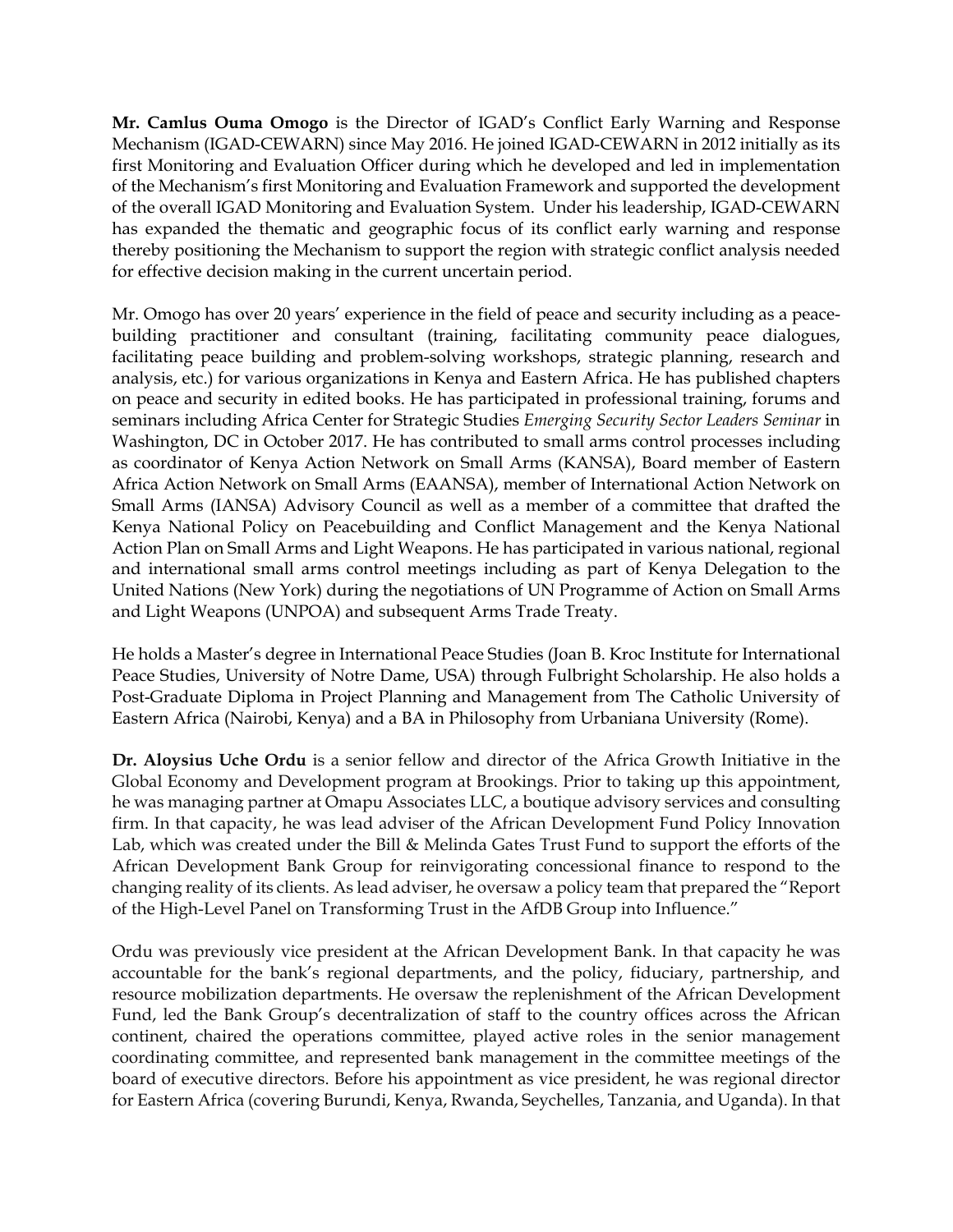**Mr. Camlus Ouma Omogo** is the Director of IGAD's Conflict Early Warning and Response Mechanism (IGAD-CEWARN) since May 2016. He joined IGAD-CEWARN in 2012 initially as its first Monitoring and Evaluation Officer during which he developed and led in implementation of the Mechanism's first Monitoring and Evaluation Framework and supported the development of the overall IGAD Monitoring and Evaluation System. Under his leadership, IGAD-CEWARN has expanded the thematic and geographic focus of its conflict early warning and response thereby positioning the Mechanism to support the region with strategic conflict analysis needed for effective decision making in the current uncertain period.

Mr. Omogo has over 20 years' experience in the field of peace and security including as a peace-building practitioner and consultant (training, facilitating community peace dialogues, facilitating peace building and problem-solving workshops, strategic planning, research and analysis, etc.) for various organizations in Kenya and Eastern Africa. He has published chapters on peace and security in edited books. He has participated in professional training, forums and seminars including Africa Center for Strategic Studies *Emerging Security Sector Leaders Seminar* in Washington, DC in October 2017. He has contributed to small arms control processes including as coordinator of Kenya Action Network on Small Arms (KANSA), Board member of Eastern Africa Action Network on Small Arms (EAANSA), member of International Action Network on Small Arms (IANSA) Advisory Council as well as a member of a committee that drafted the Kenya National Policy on Peacebuilding and Conflict Management and the Kenya National Action Plan on Small Arms and Light Weapons. He has participated in various national, regional and international small arms control meetings including as part of Kenya Delegation to the United Nations (New York) during the negotiations of UN Programme of Action on Small Arms and Light Weapons (UNPOA) and subsequent Arms Trade Treaty.

He holds a Master's degree in International Peace Studies (Joan B. Kroc Institute for International Peace Studies, University of Notre Dame, USA) through Fulbright Scholarship. He also holds a Post-Graduate Diploma in Project Planning and Management from The Catholic University of Eastern Africa (Nairobi, Kenya) and a BA in Philosophy from Urbaniana University (Rome).

**Dr. Aloysius Uche Ordu** is a senior fellow and director of the Africa Growth Initiative in the Global Economy and Development program at Brookings. Prior to taking up this appointment, he was managing partner at Omapu Associates LLC, a boutique advisory services and consulting firm. In that capacity, he was lead adviser of the African Development Fund Policy Innovation Lab, which was created under the Bill & Melinda Gates Trust Fund to support the efforts of the African Development Bank Group for reinvigorating concessional finance to respond to the changing reality of its clients. As lead adviser, he oversaw a policy team that prepared the "Report of the High-Level Panel on Transforming Trust in the AfDB Group into Influence."

Ordu was previously vice president at the African Development Bank. In that capacity he was accountable for the bank's regional departments, and the policy, fiduciary, partnership, and resource mobilization departments. He oversaw the replenishment of the African Development Fund, led the Bank Group's decentralization of staff to the country offices across the African continent, chaired the operations committee, played active roles in the senior management coordinating committee, and represented bank management in the committee meetings of the board of executive directors. Before his appointment as vice president, he was regional director for Eastern Africa (covering Burundi, Kenya, Rwanda, Seychelles, Tanzania, and Uganda). In that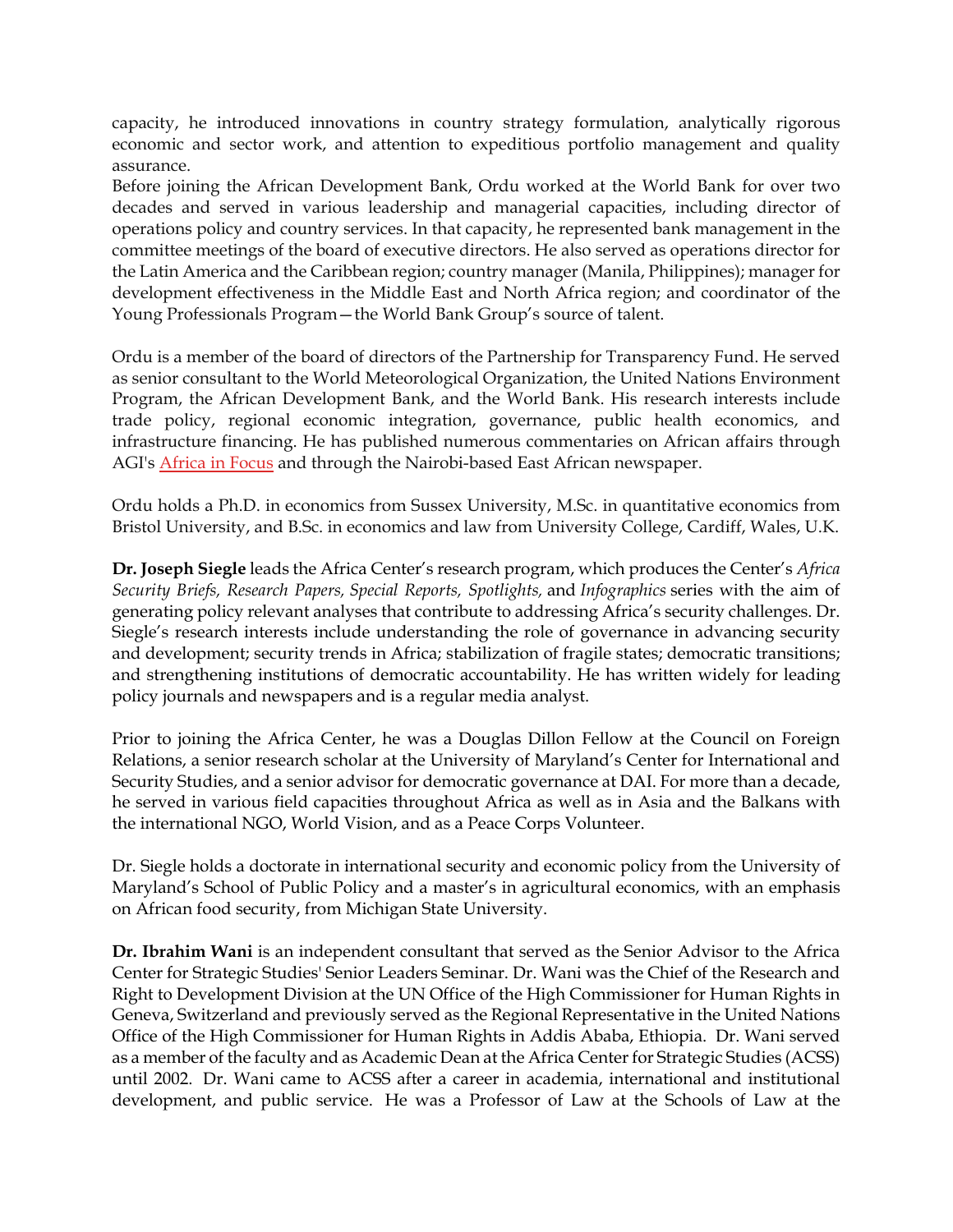capacity, he introduced innovations in country strategy formulation, analytically rigorous economic and sector work, and attention to expeditious portfolio management and quality assurance.
Before joining the African Development Bank, Ordu worked at the World Bank for over two decades and served in various leadership and managerial capacities, including director of operations policy and country services. In that capacity, he represented bank management in the committee meetings of the board of executive directors. He also served as operations director for the Latin America and the Caribbean region; country manager (Manila, Philippines); manager for development effectiveness in the Middle East and North Africa region; and coordinator of the Young Professionals Program—the World Bank Group's source of talent.

Ordu is a member of the board of directors of the Partnership for Transparency Fund. He served as senior consultant to the World Meteorological Organization, the United Nations Environment Program, the African Development Bank, and the World Bank. His research interests include trade policy, regional economic integration, governance, public health economics, and infrastructure financing. He has published numerous commentaries on African affairs through AGI's Africa in Focus and through the Nairobi-based East African newspaper.

Ordu holds a Ph.D. in economics from Sussex University, M.Sc. in quantitative economics from Bristol University, and B.Sc. in economics and law from University College, Cardiff, Wales, U.K.

**Dr. Joseph Siegle** leads the Africa Center's research program, which produces the Center's *Africa Security Briefs, Research Papers, Special Reports, Spotlights,* and *Infographics* series with the aim of generating policy relevant analyses that contribute to addressing Africa's security challenges. Dr. Siegle's research interests include understanding the role of governance in advancing security and development; security trends in Africa; stabilization of fragile states; democratic transitions; and strengthening institutions of democratic accountability. He has written widely for leading policy journals and newspapers and is a regular media analyst.

Prior to joining the Africa Center, he was a Douglas Dillon Fellow at the Council on Foreign Relations, a senior research scholar at the University of Maryland's Center for International and Security Studies, and a senior advisor for democratic governance at DAI. For more than a decade, he served in various field capacities throughout Africa as well as in Asia and the Balkans with the international NGO, World Vision, and as a Peace Corps Volunteer.

Dr. Siegle holds a doctorate in international security and economic policy from the University of Maryland's School of Public Policy and a master's in agricultural economics, with an emphasis on African food security, from Michigan State University.

**Dr. Ibrahim Wani** is an independent consultant that served as the Senior Advisor to the Africa Center for Strategic Studies' Senior Leaders Seminar. Dr. Wani was the Chief of the Research and Right to Development Division at the UN Office of the High Commissioner for Human Rights in Geneva, Switzerland and previously served as the Regional Representative in the United Nations Office of the High Commissioner for Human Rights in Addis Ababa, Ethiopia. Dr. Wani served as a member of the faculty and as Academic Dean at the Africa Center for Strategic Studies (ACSS) until 2002. Dr. Wani came to ACSS after a career in academia, international and institutional development, and public service. He was a Professor of Law at the Schools of Law at the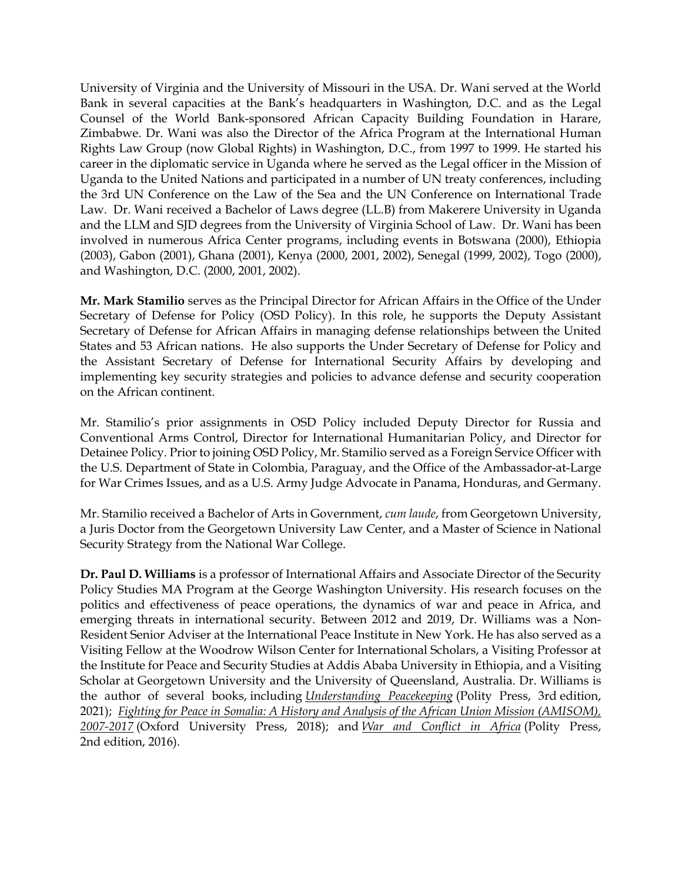University of Virginia and the University of Missouri in the USA. Dr. Wani served at the World Bank in several capacities at the Bank's headquarters in Washington, D.C. and as the Legal Counsel of the World Bank-sponsored African Capacity Building Foundation in Harare, Zimbabwe. Dr. Wani was also the Director of the Africa Program at the International Human Rights Law Group (now Global Rights) in Washington, D.C., from 1997 to 1999. He started his career in the diplomatic service in Uganda where he served as the Legal officer in the Mission of Uganda to the United Nations and participated in a number of UN treaty conferences, including the 3rd UN Conference on the Law of the Sea and the UN Conference on International Trade Law. Dr. Wani received a Bachelor of Laws degree (LL.B) from Makerere University in Uganda and the LLM and SJD degrees from the University of Virginia School of Law. Dr. Wani has been involved in numerous Africa Center programs, including events in Botswana (2000), Ethiopia (2003), Gabon (2001), Ghana (2001), Kenya (2000, 2001, 2002), Senegal (1999, 2002), Togo (2000), and Washington, D.C. (2000, 2001, 2002).

**Mr. Mark Stamilio** serves as the Principal Director for African Affairs in the Office of the Under Secretary of Defense for Policy (OSD Policy). In this role, he supports the Deputy Assistant Secretary of Defense for African Affairs in managing defense relationships between the United States and 53 African nations. He also supports the Under Secretary of Defense for Policy and the Assistant Secretary of Defense for International Security Affairs by developing and implementing key security strategies and policies to advance defense and security cooperation on the African continent.

Mr. Stamilio's prior assignments in OSD Policy included Deputy Director for Russia and Conventional Arms Control, Director for International Humanitarian Policy, and Director for Detainee Policy. Prior to joining OSD Policy, Mr. Stamilio served as a Foreign Service Officer with the U.S. Department of State in Colombia, Paraguay, and the Office of the Ambassador-at-Large for War Crimes Issues, and as a U.S. Army Judge Advocate in Panama, Honduras, and Germany.

Mr. Stamilio received a Bachelor of Arts in Government, *cum laude*, from Georgetown University, a Juris Doctor from the Georgetown University Law Center, and a Master of Science in National Security Strategy from the National War College.

**Dr. Paul D. Williams** is a professor of International Affairs and Associate Director of the Security Policy Studies MA Program at the George Washington University. His research focuses on the politics and effectiveness of peace operations, the dynamics of war and peace in Africa, and emerging threats in international security. Between 2012 and 2019, Dr. Williams was a Non-Resident Senior Adviser at the International Peace Institute in New York. He has also served as a Visiting Fellow at the Woodrow Wilson Center for International Scholars, a Visiting Professor at the Institute for Peace and Security Studies at Addis Ababa University in Ethiopia, and a Visiting Scholar at Georgetown University and the University of Queensland, Australia. Dr. Williams is the author of several books, including *Understanding Peacekeeping* (Polity Press, 3rd edition, 2021); *Fighting for Peace in Somalia: A History and Analysis of the African Union Mission (AMISOM), 2007-2017* (Oxford University Press, 2018); and *War and Conflict in Africa* (Polity Press, 2nd edition, 2016).